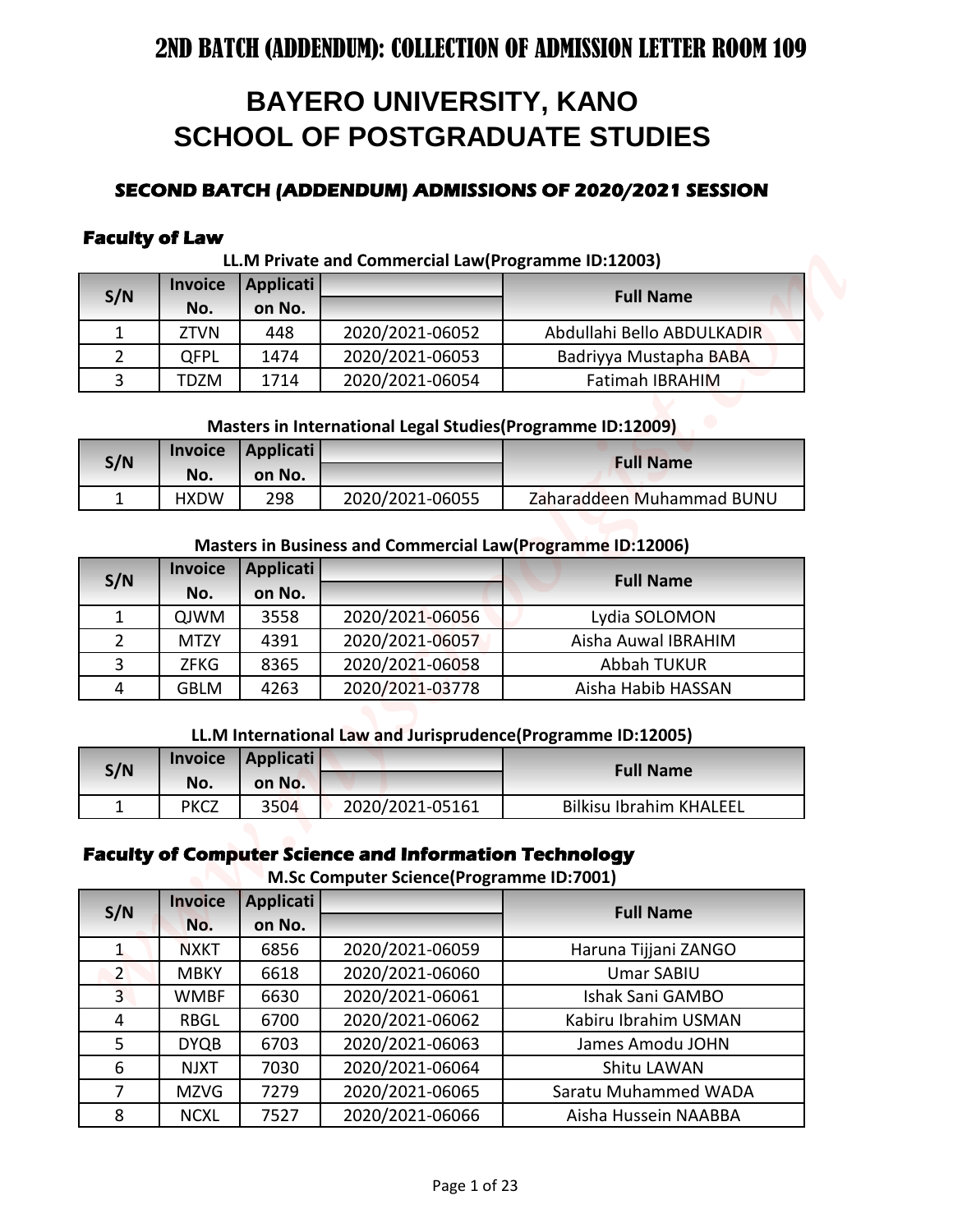# 2ND BATCH (ADDENDUM): COLLECTION OF ADMISSION LETTER ROOM 109

# BAYERO UNIVERSITY, KANO
# SCHOOL OF POSTGRADUATE STUDIES

## SECOND BATCH (ADDENDUM) ADMISSIONS OF 2020/2021 SESSION

### Faculty of Law

**LL.M Private and Commercial Law(Programme ID:12003)**

| S/N | Invoice No. | Application No. | | Full Name |
|---|---|---|---|---|
| 1 | ZTVN | 448 | 2020/2021-06052 | Abdullahi Bello ABDULKADIR |
| 2 | QFPL | 1474 | 2020/2021-06053 | Badriyya Mustapha BABA |
| 3 | TDZM | 1714 | 2020/2021-06054 | Fatimah IBRAHIM |

**Masters in International Legal Studies(Programme ID:12009)**

| S/N | Invoice No. | Application No. | | Full Name |
|---|---|---|---|---|
| 1 | HXDW | 298 | 2020/2021-06055 | Zaharaddeen Muhammad BUNU |

**Masters in Business and Commercial Law(Programme ID:12006)**

| S/N | Invoice No. | Application No. | | Full Name |
|---|---|---|---|---|
| 1 | QJWM | 3558 | 2020/2021-06056 | Lydia SOLOMON |
| 2 | MTZY | 4391 | 2020/2021-06057 | Aisha Auwal IBRAHIM |
| 3 | ZFKG | 8365 | 2020/2021-06058 | Abbah TUKUR |
| 4 | GBLM | 4263 | 2020/2021-03778 | Aisha Habib HASSAN |

**LL.M International Law and Jurisprudence(Programme ID:12005)**

| S/N | Invoice No. | Application No. | | Full Name |
|---|---|---|---|---|
| 1 | PKCZ | 3504 | 2020/2021-05161 | Bilkisu Ibrahim KHALEEL |

### Faculty of Computer Science and Information Technology

**M.Sc Computer Science(Programme ID:7001)**

| S/N | Invoice No. | Application No. | | Full Name |
|---|---|---|---|---|
| 1 | NXKT | 6856 | 2020/2021-06059 | Haruna Tijjani ZANGO |
| 2 | MBKY | 6618 | 2020/2021-06060 | Umar SABIU |
| 3 | WMBF | 6630 | 2020/2021-06061 | Ishak Sani GAMBO |
| 4 | RBGL | 6700 | 2020/2021-06062 | Kabiru Ibrahim USMAN |
| 5 | DYQB | 6703 | 2020/2021-06063 | James Amodu JOHN |
| 6 | NJXT | 7030 | 2020/2021-06064 | Shitu LAWAN |
| 7 | MZVG | 7279 | 2020/2021-06065 | Saratu Muhammed WADA |
| 8 | NCXL | 7527 | 2020/2021-06066 | Aisha Hussein NAABBA |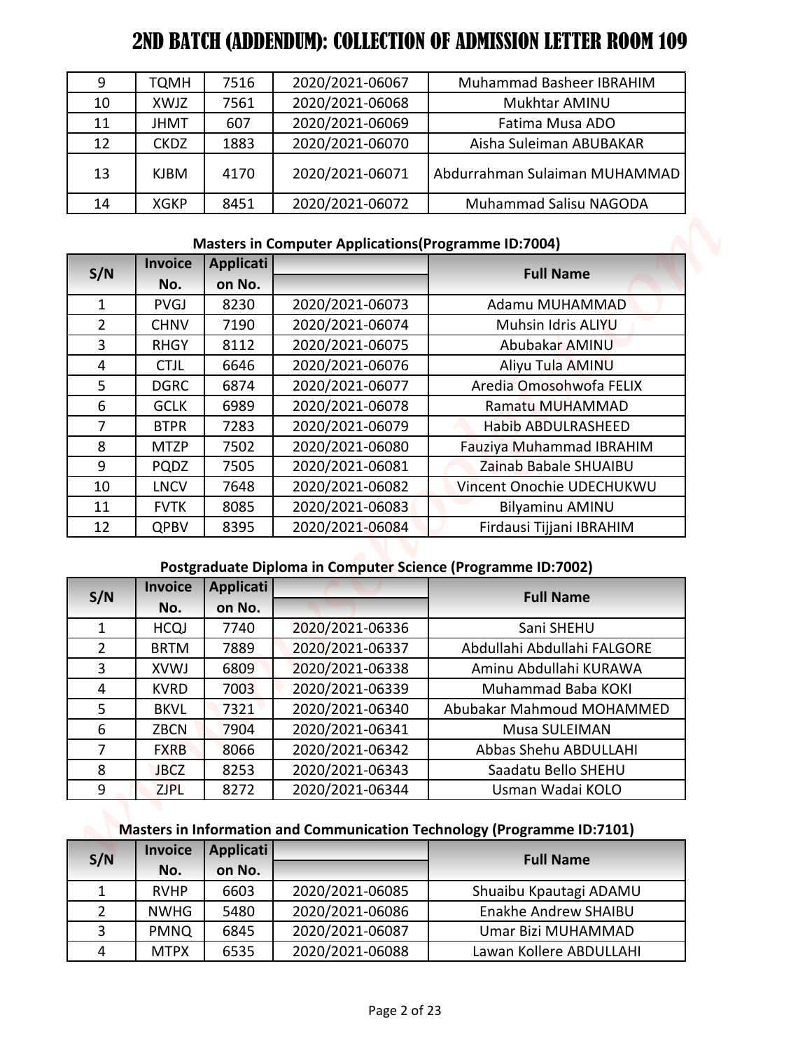# 2ND BATCH (ADDENDUM): COLLECTION OF ADMISSION LETTER ROOM 109

| | | | | |
|---|---|---|---|---|
| 9 | TQMH | 7516 | 2020/2021-06067 | Muhammad Basheer IBRAHIM |
| 10 | XWJZ | 7561 | 2020/2021-06068 | Mukhtar AMINU |
| 11 | JHMT | 607 | 2020/2021-06069 | Fatima Musa ADO |
| 12 | CKDZ | 1883 | 2020/2021-06070 | Aisha Suleiman ABUBAKAR |
| 13 | KJBM | 4170 | 2020/2021-06071 | Abdurrahman Sulaiman MUHAMMAD |
| 14 | XGKP | 8451 | 2020/2021-06072 | Muhammad Salisu NAGODA |

**Masters in Computer Applications(Programme ID:7004)**

| S/N | Invoice No. | Application No. | | Full Name |
|---|---|---|---|---|
| 1 | PVGJ | 8230 | 2020/2021-06073 | Adamu MUHAMMAD |
| 2 | CHNV | 7190 | 2020/2021-06074 | Muhsin Idris ALIYU |
| 3 | RHGY | 8112 | 2020/2021-06075 | Abubakar AMINU |
| 4 | CTJL | 6646 | 2020/2021-06076 | Aliyu Tula AMINU |
| 5 | DGRC | 6874 | 2020/2021-06077 | Aredia Omosohwofa FELIX |
| 6 | GCLK | 6989 | 2020/2021-06078 | Ramatu MUHAMMAD |
| 7 | BTPR | 7283 | 2020/2021-06079 | Habib ABDULRASHEED |
| 8 | MTZP | 7502 | 2020/2021-06080 | Fauziya Muhammad IBRAHIM |
| 9 | PQDZ | 7505 | 2020/2021-06081 | Zainab Babale SHUAIBU |
| 10 | LNCV | 7648 | 2020/2021-06082 | Vincent Onochie UDECHUKWU |
| 11 | FVTK | 8085 | 2020/2021-06083 | Bilyaminu AMINU |
| 12 | QPBV | 8395 | 2020/2021-06084 | Firdausi Tijjani IBRAHIM |

**Postgraduate Diploma in Computer Science (Programme ID:7002)**

| S/N | Invoice No. | Application No. | | Full Name |
|---|---|---|---|---|
| 1 | HCQJ | 7740 | 2020/2021-06336 | Sani SHEHU |
| 2 | BRTM | 7889 | 2020/2021-06337 | Abdullahi Abdullahi FALGORE |
| 3 | XVWJ | 6809 | 2020/2021-06338 | Aminu Abdullahi KURAWA |
| 4 | KVRD | 7003 | 2020/2021-06339 | Muhammad Baba KOKI |
| 5 | BKVL | 7321 | 2020/2021-06340 | Abubakar Mahmoud MOHAMMED |
| 6 | ZBCN | 7904 | 2020/2021-06341 | Musa SULEIMAN |
| 7 | FXRB | 8066 | 2020/2021-06342 | Abbas Shehu ABDULLAHI |
| 8 | JBCZ | 8253 | 2020/2021-06343 | Saadatu Bello SHEHU |
| 9 | ZJPL | 8272 | 2020/2021-06344 | Usman Wadai KOLO |

**Masters in Information and Communication Technology (Programme ID:7101)**

| S/N | Invoice No. | Application No. | | Full Name |
|---|---|---|---|---|
| 1 | RVHP | 6603 | 2020/2021-06085 | Shuaibu Kpautagi ADAMU |
| 2 | NWHG | 5480 | 2020/2021-06086 | Enakhe Andrew SHAIBU |
| 3 | PMNQ | 6845 | 2020/2021-06087 | Umar Bizi MUHAMMAD |
| 4 | MTPX | 6535 | 2020/2021-06088 | Lawan Kollere ABDULLAHI |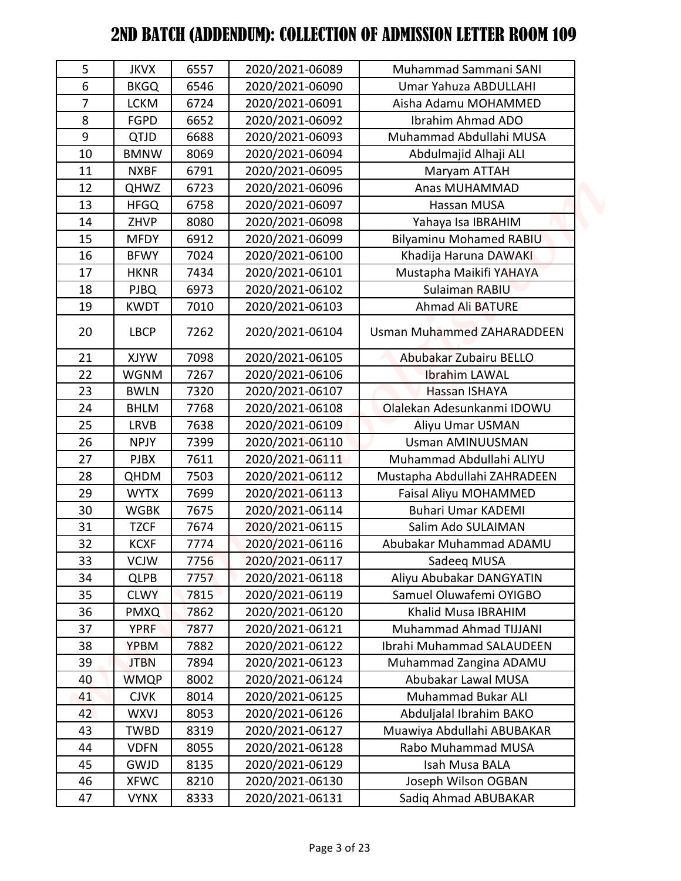# 2ND BATCH (ADDENDUM): COLLECTION OF ADMISSION LETTER ROOM 109

| | | | | |
|---|---|---|---|---|
| 5 | JKVX | 6557 | 2020/2021-06089 | Muhammad Sammani SANI |
| 6 | BKGQ | 6546 | 2020/2021-06090 | Umar Yahuza ABDULLAHI |
| 7 | LCKM | 6724 | 2020/2021-06091 | Aisha Adamu MOHAMMED |
| 8 | FGPD | 6652 | 2020/2021-06092 | Ibrahim Ahmad ADO |
| 9 | QTJD | 6688 | 2020/2021-06093 | Muhammad Abdullahi MUSA |
| 10 | BMNW | 8069 | 2020/2021-06094 | Abdulmajid Alhaji ALI |
| 11 | NXBF | 6791 | 2020/2021-06095 | Maryam ATTAH |
| 12 | QHWZ | 6723 | 2020/2021-06096 | Anas MUHAMMAD |
| 13 | HFGQ | 6758 | 2020/2021-06097 | Hassan MUSA |
| 14 | ZHVP | 8080 | 2020/2021-06098 | Yahaya Isa IBRAHIM |
| 15 | MFDY | 6912 | 2020/2021-06099 | Bilyaminu Mohamed RABIU |
| 16 | BFWY | 7024 | 2020/2021-06100 | Khadija Haruna DAWAKI |
| 17 | HKNR | 7434 | 2020/2021-06101 | Mustapha Maikifi YAHAYA |
| 18 | PJBQ | 6973 | 2020/2021-06102 | Sulaiman RABIU |
| 19 | KWDT | 7010 | 2020/2021-06103 | Ahmad Ali BATURE |
| 20 | LBCP | 7262 | 2020/2021-06104 | Usman Muhammed ZAHARADDEEN |
| 21 | XJYW | 7098 | 2020/2021-06105 | Abubakar Zubairu BELLO |
| 22 | WGNM | 7267 | 2020/2021-06106 | Ibrahim LAWAL |
| 23 | BWLN | 7320 | 2020/2021-06107 | Hassan ISHAYA |
| 24 | BHLM | 7768 | 2020/2021-06108 | Olalekan Adesunkanmi IDOWU |
| 25 | LRVB | 7638 | 2020/2021-06109 | Aliyu Umar USMAN |
| 26 | NPJY | 7399 | 2020/2021-06110 | Usman AMINUUSMAN |
| 27 | PJBX | 7611 | 2020/2021-06111 | Muhammad Abdullahi ALIYU |
| 28 | QHDM | 7503 | 2020/2021-06112 | Mustapha Abdullahi ZAHRADEEN |
| 29 | WYTX | 7699 | 2020/2021-06113 | Faisal Aliyu MOHAMMED |
| 30 | WGBK | 7675 | 2020/2021-06114 | Buhari Umar KADEMI |
| 31 | TZCF | 7674 | 2020/2021-06115 | Salim Ado SULAIMAN |
| 32 | KCXF | 7774 | 2020/2021-06116 | Abubakar Muhammad ADAMU |
| 33 | VCJW | 7756 | 2020/2021-06117 | Sadeeq MUSA |
| 34 | QLPB | 7757 | 2020/2021-06118 | Aliyu Abubakar DANGYATIN |
| 35 | CLWY | 7815 | 2020/2021-06119 | Samuel Oluwafemi OYIGBO |
| 36 | PMXQ | 7862 | 2020/2021-06120 | Khalid Musa IBRAHIM |
| 37 | YPRF | 7877 | 2020/2021-06121 | Muhammad Ahmad TIJJANI |
| 38 | YPBM | 7882 | 2020/2021-06122 | Ibrahi Muhammad SALAUDEEN |
| 39 | JTBN | 7894 | 2020/2021-06123 | Muhammad Zangina ADAMU |
| 40 | WMQP | 8002 | 2020/2021-06124 | Abubakar Lawal MUSA |
| 41 | CJVK | 8014 | 2020/2021-06125 | Muhammad Bukar ALI |
| 42 | WXVJ | 8053 | 2020/2021-06126 | Abduljalal Ibrahim BAKO |
| 43 | TWBD | 8319 | 2020/2021-06127 | Muawiya Abdullahi ABUBAKAR |
| 44 | VDFN | 8055 | 2020/2021-06128 | Rabo Muhammad MUSA |
| 45 | GWJD | 8135 | 2020/2021-06129 | Isah Musa BALA |
| 46 | XFWC | 8210 | 2020/2021-06130 | Joseph Wilson OGBAN |
| 47 | VYNX | 8333 | 2020/2021-06131 | Sadiq Ahmad ABUBAKAR |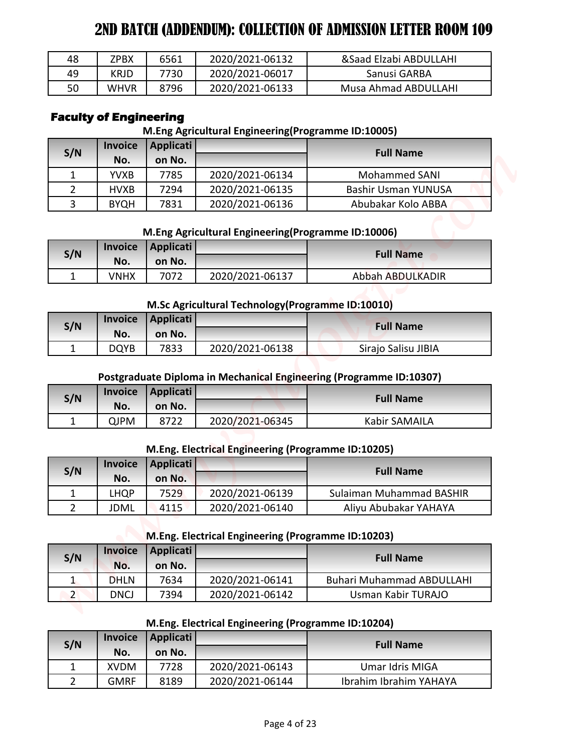# 2ND BATCH (ADDENDUM): COLLECTION OF ADMISSION LETTER ROOM 109

| | | | | |
|---|---|---|---|---|
| 48 | ZPBX | 6561 | 2020/2021-06132 | &Saad Elzabi ABDULLAHI |
| 49 | KRJD | 7730 | 2020/2021-06017 | Sanusi GARBA |
| 50 | WHVR | 8796 | 2020/2021-06133 | Musa Ahmad ABDULLAHI |

## Faculty of Engineering

### M.Eng Agricultural Engineering(Programme ID:10005)

| S/N | Invoice No. | Application No. | | Full Name |
|---|---|---|---|---|
| 1 | YVXB | 7785 | 2020/2021-06134 | Mohammed SANI |
| 2 | HVXB | 7294 | 2020/2021-06135 | Bashir Usman YUNUSA |
| 3 | BYQH | 7831 | 2020/2021-06136 | Abubakar Kolo ABBA |

### M.Eng Agricultural Engineering(Programme ID:10006)

| S/N | Invoice No. | Application No. | | Full Name |
|---|---|---|---|---|
| 1 | VNHX | 7072 | 2020/2021-06137 | Abbah ABDULKADIR |

### M.Sc Agricultural Technology(Programme ID:10010)

| S/N | Invoice No. | Application No. | | Full Name |
|---|---|---|---|---|
| 1 | DQYB | 7833 | 2020/2021-06138 | Sirajo Salisu JIBIA |

### Postgraduate Diploma in Mechanical Engineering (Programme ID:10307)

| S/N | Invoice No. | Application No. | | Full Name |
|---|---|---|---|---|
| 1 | QJPM | 8722 | 2020/2021-06345 | Kabir SAMAILA |

### M.Eng. Electrical Engineering (Programme ID:10205)

| S/N | Invoice No. | Application No. | | Full Name |
|---|---|---|---|---|
| 1 | LHQP | 7529 | 2020/2021-06139 | Sulaiman Muhammad BASHIR |
| 2 | JDML | 4115 | 2020/2021-06140 | Aliyu Abubakar YAHAYA |

### M.Eng. Electrical Engineering (Programme ID:10203)

| S/N | Invoice No. | Application No. | | Full Name |
|---|---|---|---|---|
| 1 | DHLN | 7634 | 2020/2021-06141 | Buhari Muhammad ABDULLAHI |
| 2 | DNCJ | 7394 | 2020/2021-06142 | Usman Kabir TURAJO |

### M.Eng. Electrical Engineering (Programme ID:10204)

| S/N | Invoice No. | Application No. | | Full Name |
|---|---|---|---|---|
| 1 | XVDM | 7728 | 2020/2021-06143 | Umar Idris MIGA |
| 2 | GMRF | 8189 | 2020/2021-06144 | Ibrahim Ibrahim YAHAYA |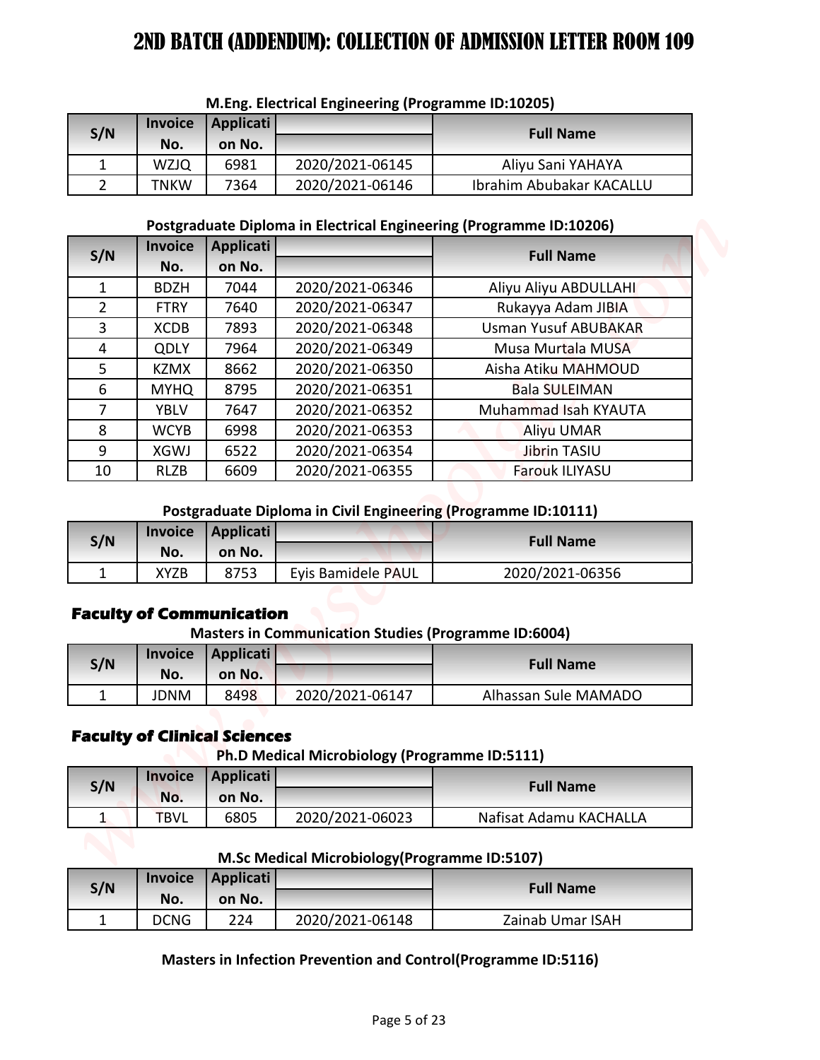# 2ND BATCH (ADDENDUM): COLLECTION OF ADMISSION LETTER ROOM 109

**M.Eng. Electrical Engineering (Programme ID:10205)**

| S/N | Invoice No. | Application No. | | Full Name |
|---|---|---|---|---|
| 1 | WZJQ | 6981 | 2020/2021-06145 | Aliyu Sani YAHAYA |
| 2 | TNKW | 7364 | 2020/2021-06146 | Ibrahim Abubakar KACALLU |

**Postgraduate Diploma in Electrical Engineering (Programme ID:10206)**

| S/N | Invoice No. | Application No. | | Full Name |
|---|---|---|---|---|
| 1 | BDZH | 7044 | 2020/2021-06346 | Aliyu Aliyu ABDULLAHI |
| 2 | FTRY | 7640 | 2020/2021-06347 | Rukayya Adam JIBIA |
| 3 | XCDB | 7893 | 2020/2021-06348 | Usman Yusuf ABUBAKAR |
| 4 | QDLY | 7964 | 2020/2021-06349 | Musa Murtala MUSA |
| 5 | KZMX | 8662 | 2020/2021-06350 | Aisha Atiku MAHMOUD |
| 6 | MYHQ | 8795 | 2020/2021-06351 | Bala SULEIMAN |
| 7 | YBLV | 7647 | 2020/2021-06352 | Muhammad Isah KYAUTA |
| 8 | WCYB | 6998 | 2020/2021-06353 | Aliyu UMAR |
| 9 | XGWJ | 6522 | 2020/2021-06354 | Jibrin TASIU |
| 10 | RLZB | 6609 | 2020/2021-06355 | Farouk ILIYASU |

**Postgraduate Diploma in Civil Engineering (Programme ID:10111)**

| S/N | Invoice No. | Application No. | | Full Name |
|---|---|---|---|---|
| 1 | XYZB | 8753 | Eyis Bamidele PAUL | 2020/2021-06356 |

## Faculty of Communication

**Masters in Communication Studies (Programme ID:6004)**

| S/N | Invoice No. | Application No. | | Full Name |
|---|---|---|---|---|
| 1 | JDNM | 8498 | 2020/2021-06147 | Alhassan Sule MAMADO |

## Faculty of Clinical Sciences

**Ph.D Medical Microbiology (Programme ID:5111)**

| S/N | Invoice No. | Application No. | | Full Name |
|---|---|---|---|---|
| 1 | TBVL | 6805 | 2020/2021-06023 | Nafisat Adamu KACHALLA |

**M.Sc Medical Microbiology(Programme ID:5107)**

| S/N | Invoice No. | Application No. | | Full Name |
|---|---|---|---|---|
| 1 | DCNG | 224 | 2020/2021-06148 | Zainab Umar ISAH |

**Masters in Infection Prevention and Control(Programme ID:5116)**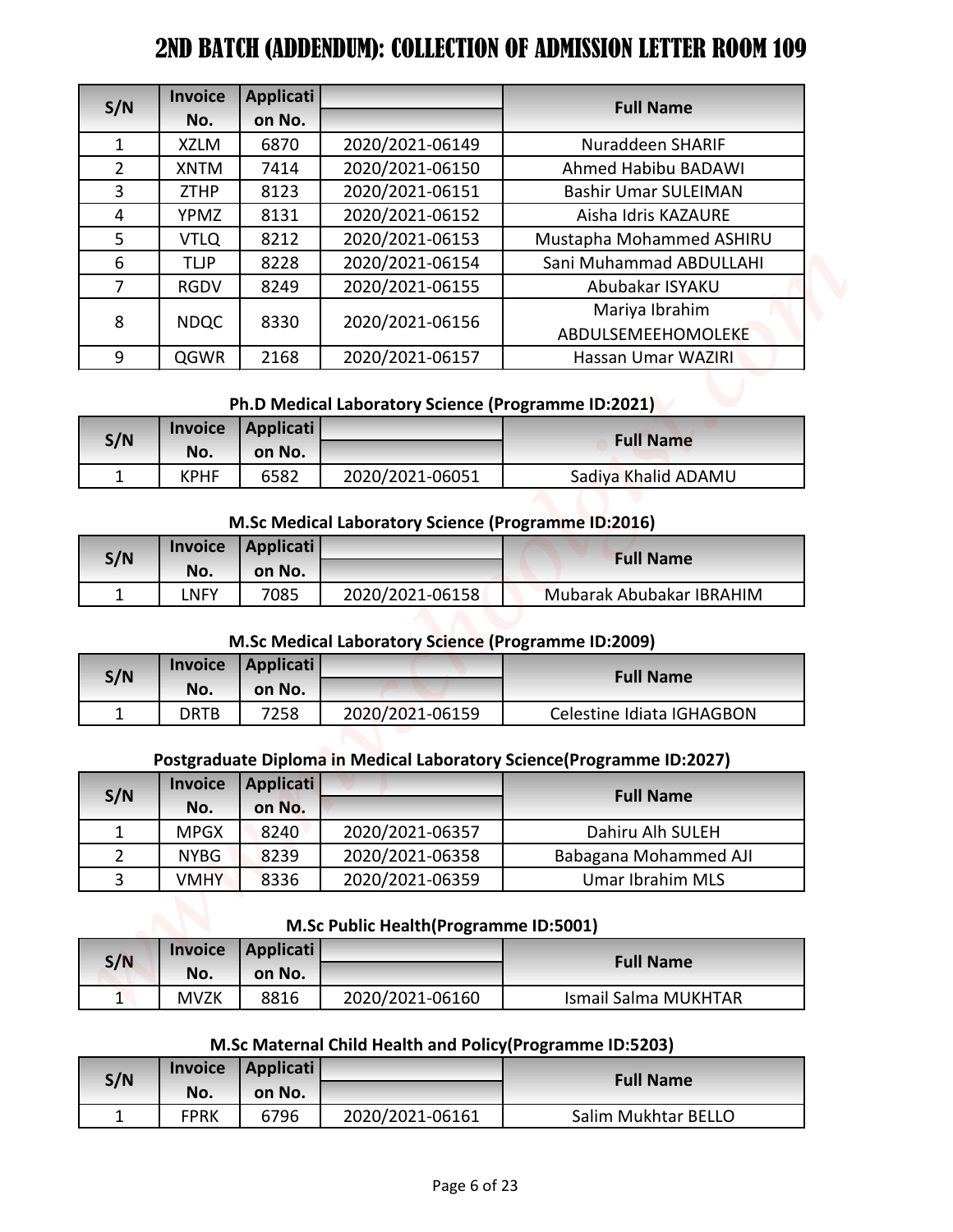# 2ND BATCH (ADDENDUM): COLLECTION OF ADMISSION LETTER ROOM 109

| S/N | Invoice No. | Application No. | | Full Name |
|---|---|---|---|---|
| 1 | XZLM | 6870 | 2020/2021-06149 | Nuraddeen SHARIF |
| 2 | XNTM | 7414 | 2020/2021-06150 | Ahmed Habibu BADAWI |
| 3 | ZTHP | 8123 | 2020/2021-06151 | Bashir Umar SULEIMAN |
| 4 | YPMZ | 8131 | 2020/2021-06152 | Aisha Idris KAZAURE |
| 5 | VTLQ | 8212 | 2020/2021-06153 | Mustapha Mohammed ASHIRU |
| 6 | TLJP | 8228 | 2020/2021-06154 | Sani Muhammad ABDULLAHI |
| 7 | RGDV | 8249 | 2020/2021-06155 | Abubakar ISYAKU |
| 8 | NDQC | 8330 | 2020/2021-06156 | Mariya Ibrahim ABDULSEMEEHOMOLEKE |
| 9 | QGWR | 2168 | 2020/2021-06157 | Hassan Umar WAZIRI |

### Ph.D Medical Laboratory Science (Programme ID:2021)

| S/N | Invoice No. | Application No. | | Full Name |
|---|---|---|---|---|
| 1 | KPHF | 6582 | 2020/2021-06051 | Sadiya Khalid ADAMU |

### M.Sc Medical Laboratory Science (Programme ID:2016)

| S/N | Invoice No. | Application No. | | Full Name |
|---|---|---|---|---|
| 1 | LNFY | 7085 | 2020/2021-06158 | Mubarak Abubakar IBRAHIM |

### M.Sc Medical Laboratory Science (Programme ID:2009)

| S/N | Invoice No. | Application No. | | Full Name |
|---|---|---|---|---|
| 1 | DRTB | 7258 | 2020/2021-06159 | Celestine Idiata IGHAGBON |

### Postgraduate Diploma in Medical Laboratory Science(Programme ID:2027)

| S/N | Invoice No. | Application No. | | Full Name |
|---|---|---|---|---|
| 1 | MPGX | 8240 | 2020/2021-06357 | Dahiru Alh SULEH |
| 2 | NYBG | 8239 | 2020/2021-06358 | Babagana Mohammed AJI |
| 3 | VMHY | 8336 | 2020/2021-06359 | Umar Ibrahim MLS |

### M.Sc Public Health(Programme ID:5001)

| S/N | Invoice No. | Application No. | | Full Name |
|---|---|---|---|---|
| 1 | MVZK | 8816 | 2020/2021-06160 | Ismail Salma MUKHTAR |

### M.Sc Maternal Child Health and Policy(Programme ID:5203)

| S/N | Invoice No. | Application No. | | Full Name |
|---|---|---|---|---|
| 1 | FPRK | 6796 | 2020/2021-06161 | Salim Mukhtar BELLO |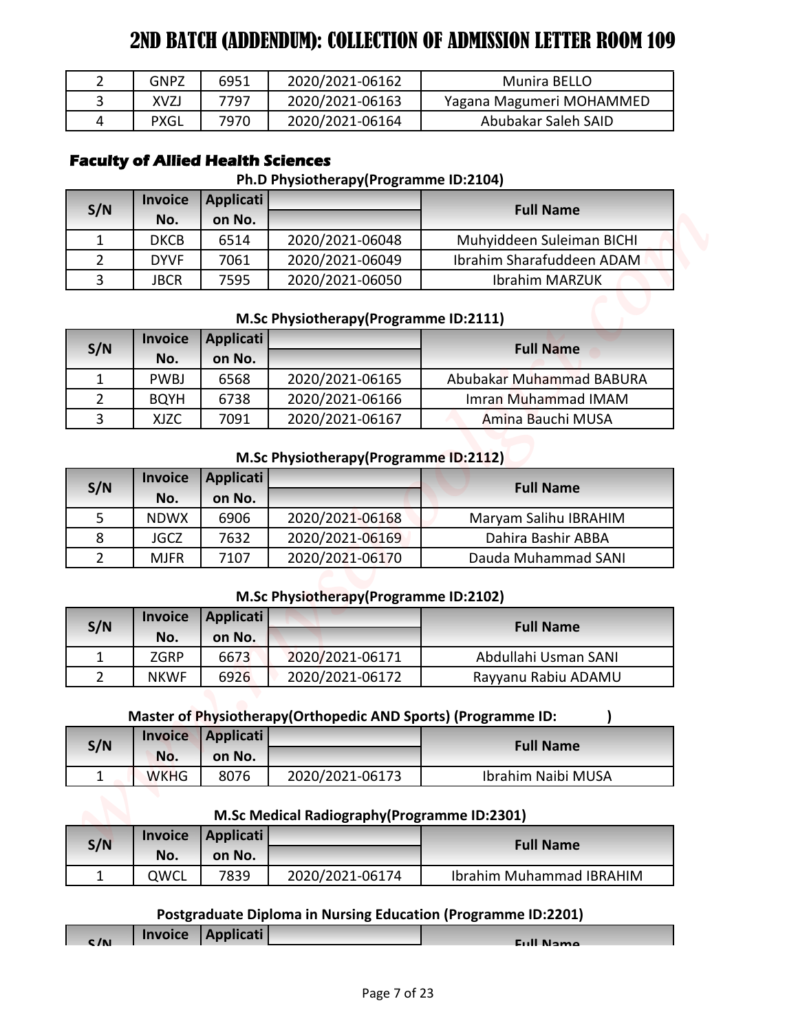# 2ND BATCH (ADDENDUM): COLLECTION OF ADMISSION LETTER ROOM 109

| | | | | |
|---|---|---|---|---|
| 2 | GNPZ | 6951 | 2020/2021-06162 | Munira BELLO |
| 3 | XVZJ | 7797 | 2020/2021-06163 | Yagana Magumeri MOHAMMED |
| 4 | PXGL | 7970 | 2020/2021-06164 | Abubakar Saleh SAID |

## Faculty of Allied Health Sciences

### Ph.D Physiotherapy(Programme ID:2104)

| S/N | Invoice No. | Application No. | | Full Name |
|---|---|---|---|---|
| 1 | DKCB | 6514 | 2020/2021-06048 | Muhyiddeen Suleiman BICHI |
| 2 | DYVF | 7061 | 2020/2021-06049 | Ibrahim Sharafuddeen ADAM |
| 3 | JBCR | 7595 | 2020/2021-06050 | Ibrahim MARZUK |

### M.Sc Physiotherapy(Programme ID:2111)

| S/N | Invoice No. | Application No. | | Full Name |
|---|---|---|---|---|
| 1 | PWBJ | 6568 | 2020/2021-06165 | Abubakar Muhammad BABURA |
| 2 | BQYH | 6738 | 2020/2021-06166 | Imran Muhammad IMAM |
| 3 | XJZC | 7091 | 2020/2021-06167 | Amina Bauchi MUSA |

### M.Sc Physiotherapy(Programme ID:2112)

| S/N | Invoice No. | Application No. | | Full Name |
|---|---|---|---|---|
| 5 | NDWX | 6906 | 2020/2021-06168 | Maryam Salihu IBRAHIM |
| 8 | JGCZ | 7632 | 2020/2021-06169 | Dahira Bashir ABBA |
| 2 | MJFR | 7107 | 2020/2021-06170 | Dauda Muhammad SANI |

### M.Sc Physiotherapy(Programme ID:2102)

| S/N | Invoice No. | Application No. | | Full Name |
|---|---|---|---|---|
| 1 | ZGRP | 6673 | 2020/2021-06171 | Abdullahi Usman SANI |
| 2 | NKWF | 6926 | 2020/2021-06172 | Rayyanu Rabiu ADAMU |

### Master of Physiotherapy(Orthopedic AND Sports) (Programme ID: )

| S/N | Invoice No. | Application No. | | Full Name |
|---|---|---|---|---|
| 1 | WKHG | 8076 | 2020/2021-06173 | Ibrahim Naibi MUSA |

### M.Sc Medical Radiography(Programme ID:2301)

| S/N | Invoice No. | Application No. | | Full Name |
|---|---|---|---|---|
| 1 | QWCL | 7839 | 2020/2021-06174 | Ibrahim Muhammad IBRAHIM |

### Postgraduate Diploma in Nursing Education (Programme ID:2201)

| S/N | Invoice No. | Application No. | | Full Name |
|---|---|---|---|---|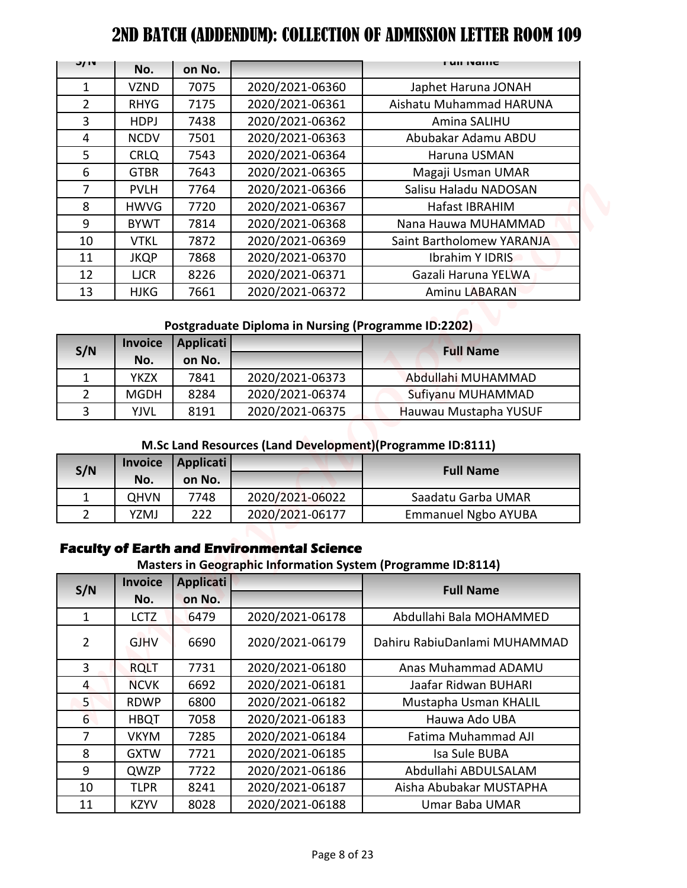# 2ND BATCH (ADDENDUM): COLLECTION OF ADMISSION LETTER ROOM 109

| S/N | Invoice No. | Application No. | | Full Name |
|---|---|---|---|---|
| 1 | VZND | 7075 | 2020/2021-06360 | Japhet Haruna JONAH |
| 2 | RHYG | 7175 | 2020/2021-06361 | Aishatu Muhammad HARUNA |
| 3 | HDPJ | 7438 | 2020/2021-06362 | Amina SALIHU |
| 4 | NCDV | 7501 | 2020/2021-06363 | Abubakar Adamu ABDU |
| 5 | CRLQ | 7543 | 2020/2021-06364 | Haruna USMAN |
| 6 | GTBR | 7643 | 2020/2021-06365 | Magaji Usman UMAR |
| 7 | PVLH | 7764 | 2020/2021-06366 | Salisu Haladu NADOSAN |
| 8 | HWVG | 7720 | 2020/2021-06367 | Hafast IBRAHIM |
| 9 | BYWT | 7814 | 2020/2021-06368 | Nana Hauwa MUHAMMAD |
| 10 | VTKL | 7872 | 2020/2021-06369 | Saint Bartholomew YARANJA |
| 11 | JKQP | 7868 | 2020/2021-06370 | Ibrahim Y IDRIS |
| 12 | LJCR | 8226 | 2020/2021-06371 | Gazali Haruna YELWA |
| 13 | HJKG | 7661 | 2020/2021-06372 | Aminu LABARAN |

**Postgraduate Diploma in Nursing (Programme ID:2202)**

| S/N | Invoice No. | Application No. | | Full Name |
|---|---|---|---|---|
| 1 | YKZX | 7841 | 2020/2021-06373 | Abdullahi MUHAMMAD |
| 2 | MGDH | 8284 | 2020/2021-06374 | Sufiyanu MUHAMMAD |
| 3 | YJVL | 8191 | 2020/2021-06375 | Hauwau Mustapha YUSUF |

**M.Sc Land Resources (Land Development)(Programme ID:8111)**

| S/N | Invoice No. | Application No. | | Full Name |
|---|---|---|---|---|
| 1 | QHVN | 7748 | 2020/2021-06022 | Saadatu Garba UMAR |
| 2 | YZMJ | 222 | 2020/2021-06177 | Emmanuel Ngbo AYUBA |

## Faculty of Earth and Environmental Science

**Masters in Geographic Information System (Programme ID:8114)**

| S/N | Invoice No. | Application No. | | Full Name |
|---|---|---|---|---|
| 1 | LCTZ | 6479 | 2020/2021-06178 | Abdullahi Bala MOHAMMED |
| 2 | GJHV | 6690 | 2020/2021-06179 | Dahiru RabiuDanlami MUHAMMAD |
| 3 | RQLT | 7731 | 2020/2021-06180 | Anas Muhammad ADAMU |
| 4 | NCVK | 6692 | 2020/2021-06181 | Jaafar Ridwan BUHARI |
| 5 | RDWP | 6800 | 2020/2021-06182 | Mustapha Usman KHALIL |
| 6 | HBQT | 7058 | 2020/2021-06183 | Hauwa Ado UBA |
| 7 | VKYM | 7285 | 2020/2021-06184 | Fatima Muhammad AJI |
| 8 | GXTW | 7721 | 2020/2021-06185 | Isa Sule BUBA |
| 9 | QWZP | 7722 | 2020/2021-06186 | Abdullahi ABDULSALAM |
| 10 | TLPR | 8241 | 2020/2021-06187 | Aisha Abubakar MUSTAPHA |
| 11 | KZYV | 8028 | 2020/2021-06188 | Umar Baba UMAR |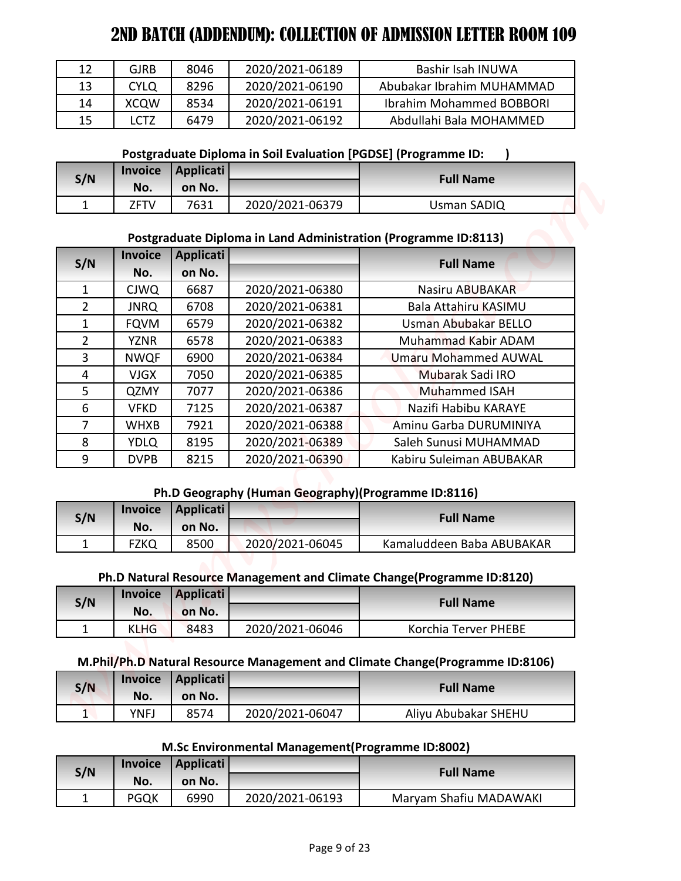# 2ND BATCH (ADDENDUM): COLLECTION OF ADMISSION LETTER ROOM 109

| | | | | |
|---|---|---|---|---|
| 12 | GJRB | 8046 | 2020/2021-06189 | Bashir Isah INUWA |
| 13 | CYLQ | 8296 | 2020/2021-06190 | Abubakar Ibrahim MUHAMMAD |
| 14 | XCQW | 8534 | 2020/2021-06191 | Ibrahim Mohammed BOBBORI |
| 15 | LCTZ | 6479 | 2020/2021-06192 | Abdullahi Bala MOHAMMED |

**Postgraduate Diploma in Soil Evaluation [PGDSE] (Programme ID: )**

| S/N | Invoice No. | Application No. | | Full Name |
|---|---|---|---|---|
| 1 | ZFTV | 7631 | 2020/2021-06379 | Usman SADIQ |

**Postgraduate Diploma in Land Administration (Programme ID:8113)**

| S/N | Invoice No. | Application No. | | Full Name |
|---|---|---|---|---|
| 1 | CJWQ | 6687 | 2020/2021-06380 | Nasiru ABUBAKAR |
| 2 | JNRQ | 6708 | 2020/2021-06381 | Bala Attahiru KASIMU |
| 1 | FQVM | 6579 | 2020/2021-06382 | Usman Abubakar BELLO |
| 2 | YZNR | 6578 | 2020/2021-06383 | Muhammad Kabir ADAM |
| 3 | NWQF | 6900 | 2020/2021-06384 | Umaru Mohammed AUWAL |
| 4 | VJGX | 7050 | 2020/2021-06385 | Mubarak Sadi IRO |
| 5 | QZMY | 7077 | 2020/2021-06386 | Muhammed ISAH |
| 6 | VFKD | 7125 | 2020/2021-06387 | Nazifi Habibu KARAYE |
| 7 | WHXB | 7921 | 2020/2021-06388 | Aminu Garba DURUMINIYA |
| 8 | YDLQ | 8195 | 2020/2021-06389 | Saleh Sunusi MUHAMMAD |
| 9 | DVPB | 8215 | 2020/2021-06390 | Kabiru Suleiman ABUBAKAR |

**Ph.D Geography (Human Geography)(Programme ID:8116)**

| S/N | Invoice No. | Application No. | | Full Name |
|---|---|---|---|---|
| 1 | FZKQ | 8500 | 2020/2021-06045 | Kamaluddeen Baba ABUBAKAR |

**Ph.D Natural Resource Management and Climate Change(Programme ID:8120)**

| S/N | Invoice No. | Application No. | | Full Name |
|---|---|---|---|---|
| 1 | KLHG | 8483 | 2020/2021-06046 | Korchia Terver PHEBE |

**M.Phil/Ph.D Natural Resource Management and Climate Change(Programme ID:8106)**

| S/N | Invoice No. | Application No. | | Full Name |
|---|---|---|---|---|
| 1 | YNFJ | 8574 | 2020/2021-06047 | Aliyu Abubakar SHEHU |

**M.Sc Environmental Management(Programme ID:8002)**

| S/N | Invoice No. | Application No. | | Full Name |
|---|---|---|---|---|
| 1 | PGQK | 6990 | 2020/2021-06193 | Maryam Shafiu MADAWAKI |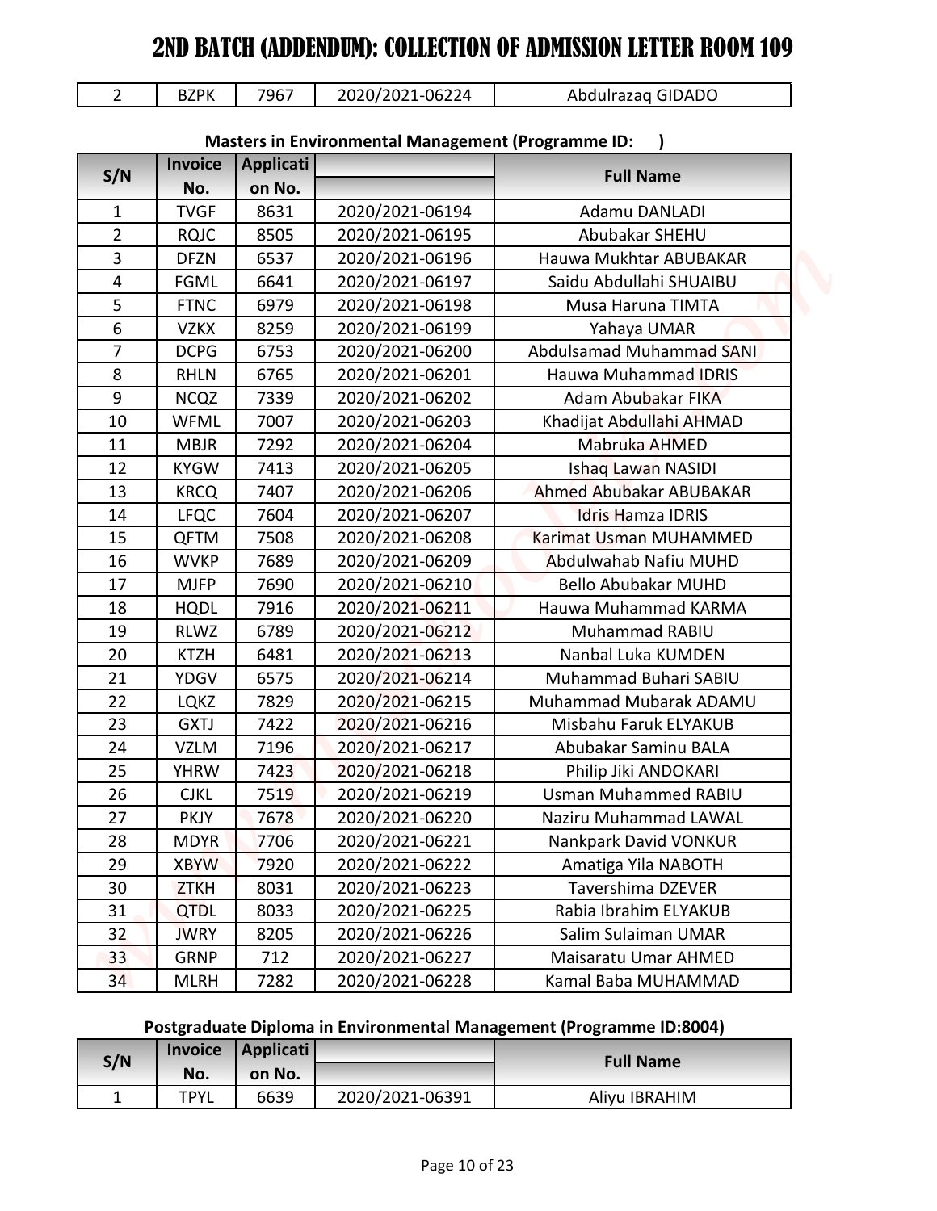# 2ND BATCH (ADDENDUM): COLLECTION OF ADMISSION LETTER ROOM 109

| 2 | BZPK | 7967 | 2020/2021-06224 | Abdulrazaq GIDADO |
|---|---|---|---|---|

**Masters in Environmental Management (Programme ID: )**

| S/N | Invoice No. | Application No. | | Full Name |
|---|---|---|---|---|
| 1 | TVGF | 8631 | 2020/2021-06194 | Adamu DANLADI |
| 2 | RQJC | 8505 | 2020/2021-06195 | Abubakar SHEHU |
| 3 | DFZN | 6537 | 2020/2021-06196 | Hauwa Mukhtar ABUBAKAR |
| 4 | FGML | 6641 | 2020/2021-06197 | Saidu Abdullahi SHUAIBU |
| 5 | FTNC | 6979 | 2020/2021-06198 | Musa Haruna TIMTA |
| 6 | VZKX | 8259 | 2020/2021-06199 | Yahaya UMAR |
| 7 | DCPG | 6753 | 2020/2021-06200 | Abdulsamad Muhammad SANI |
| 8 | RHLN | 6765 | 2020/2021-06201 | Hauwa Muhammad IDRIS |
| 9 | NCQZ | 7339 | 2020/2021-06202 | Adam Abubakar FIKA |
| 10 | WFML | 7007 | 2020/2021-06203 | Khadijat Abdullahi AHMAD |
| 11 | MBJR | 7292 | 2020/2021-06204 | Mabruka AHMED |
| 12 | KYGW | 7413 | 2020/2021-06205 | Ishaq Lawan NASIDI |
| 13 | KRCQ | 7407 | 2020/2021-06206 | Ahmed Abubakar ABUBAKAR |
| 14 | LFQC | 7604 | 2020/2021-06207 | Idris Hamza IDRIS |
| 15 | QFTM | 7508 | 2020/2021-06208 | Karimat Usman MUHAMMED |
| 16 | WVKP | 7689 | 2020/2021-06209 | Abdulwahab Nafiu MUHD |
| 17 | MJFP | 7690 | 2020/2021-06210 | Bello Abubakar MUHD |
| 18 | HQDL | 7916 | 2020/2021-06211 | Hauwa Muhammad KARMA |
| 19 | RLWZ | 6789 | 2020/2021-06212 | Muhammad RABIU |
| 20 | KTZH | 6481 | 2020/2021-06213 | Nanbal Luka KUMDEN |
| 21 | YDGV | 6575 | 2020/2021-06214 | Muhammad Buhari SABIU |
| 22 | LQKZ | 7829 | 2020/2021-06215 | Muhammad Mubarak ADAMU |
| 23 | GXTJ | 7422 | 2020/2021-06216 | Misbahu Faruk ELYAKUB |
| 24 | VZLM | 7196 | 2020/2021-06217 | Abubakar Saminu BALA |
| 25 | YHRW | 7423 | 2020/2021-06218 | Philip Jiki ANDOKARI |
| 26 | CJKL | 7519 | 2020/2021-06219 | Usman Muhammed RABIU |
| 27 | PKJY | 7678 | 2020/2021-06220 | Naziru Muhammad LAWAL |
| 28 | MDYR | 7706 | 2020/2021-06221 | Nankpark David VONKUR |
| 29 | XBYW | 7920 | 2020/2021-06222 | Amatiga Yila NABOTH |
| 30 | ZTKH | 8031 | 2020/2021-06223 | Tavershima DZEVER |
| 31 | QTDL | 8033 | 2020/2021-06225 | Rabia Ibrahim ELYAKUB |
| 32 | JWRY | 8205 | 2020/2021-06226 | Salim Sulaiman UMAR |
| 33 | GRNP | 712 | 2020/2021-06227 | Maisaratu Umar AHMED |
| 34 | MLRH | 7282 | 2020/2021-06228 | Kamal Baba MUHAMMAD |

**Postgraduate Diploma in Environmental Management (Programme ID:8004)**

| S/N | Invoice No. | Application No. | | Full Name |
|---|---|---|---|---|
| 1 | TPYL | 6639 | 2020/2021-06391 | Aliyu IBRAHIM |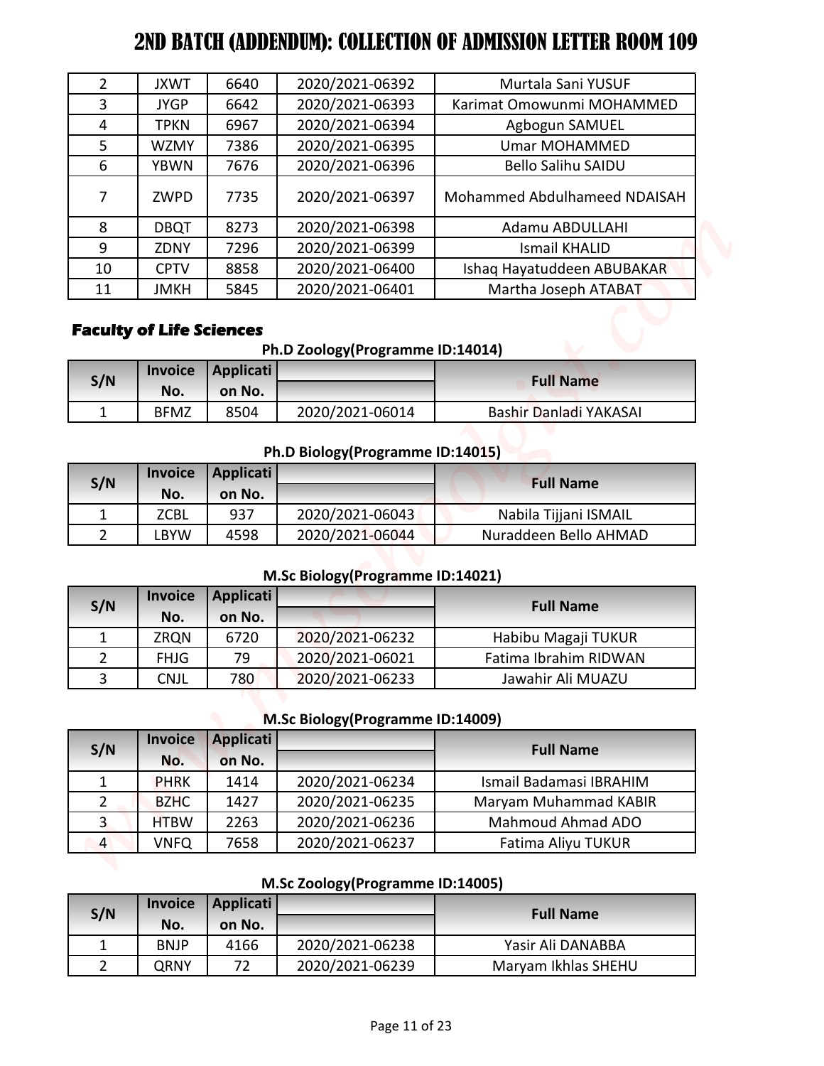# 2ND BATCH (ADDENDUM): COLLECTION OF ADMISSION LETTER ROOM 109

| | | | | |
|---|---|---|---|---|
| 2 | JXWT | 6640 | 2020/2021-06392 | Murtala Sani YUSUF |
| 3 | JYGP | 6642 | 2020/2021-06393 | Karimat Omowunmi MOHAMMED |
| 4 | TPKN | 6967 | 2020/2021-06394 | Agbogun SAMUEL |
| 5 | WZMY | 7386 | 2020/2021-06395 | Umar MOHAMMED |
| 6 | YBWN | 7676 | 2020/2021-06396 | Bello Salihu SAIDU |
| 7 | ZWPD | 7735 | 2020/2021-06397 | Mohammed Abdulhameed NDAISAH |
| 8 | DBQT | 8273 | 2020/2021-06398 | Adamu ABDULLAHI |
| 9 | ZDNY | 7296 | 2020/2021-06399 | Ismail KHALID |
| 10 | CPTV | 8858 | 2020/2021-06400 | Ishaq Hayatuddeen ABUBAKAR |
| 11 | JMKH | 5845 | 2020/2021-06401 | Martha Joseph ATABAT |

**Faculty of Life Sciences**

**Ph.D Zoology(Programme ID:14014)**

| S/N | Invoice No. | Application No. | | Full Name |
|---|---|---|---|---|
| 1 | BFMZ | 8504 | 2020/2021-06014 | Bashir Danladi YAKASAI |

**Ph.D Biology(Programme ID:14015)**

| S/N | Invoice No. | Application No. | | Full Name |
|---|---|---|---|---|
| 1 | ZCBL | 937 | 2020/2021-06043 | Nabila Tijjani ISMAIL |
| 2 | LBYW | 4598 | 2020/2021-06044 | Nuraddeen Bello AHMAD |

**M.Sc Biology(Programme ID:14021)**

| S/N | Invoice No. | Application No. | | Full Name |
|---|---|---|---|---|
| 1 | ZRQN | 6720 | 2020/2021-06232 | Habibu Magaji TUKUR |
| 2 | FHJG | 79 | 2020/2021-06021 | Fatima Ibrahim RIDWAN |
| 3 | CNJL | 780 | 2020/2021-06233 | Jawahir Ali MUAZU |

**M.Sc Biology(Programme ID:14009)**

| S/N | Invoice No. | Application No. | | Full Name |
|---|---|---|---|---|
| 1 | PHRK | 1414 | 2020/2021-06234 | Ismail Badamasi IBRAHIM |
| 2 | BZHC | 1427 | 2020/2021-06235 | Maryam Muhammad KABIR |
| 3 | HTBW | 2263 | 2020/2021-06236 | Mahmoud Ahmad ADO |
| 4 | VNFQ | 7658 | 2020/2021-06237 | Fatima Aliyu TUKUR |

**M.Sc Zoology(Programme ID:14005)**

| S/N | Invoice No. | Application No. | | Full Name |
|---|---|---|---|---|
| 1 | BNJP | 4166 | 2020/2021-06238 | Yasir Ali DANABBA |
| 2 | QRNY | 72 | 2020/2021-06239 | Maryam Ikhlas SHEHU |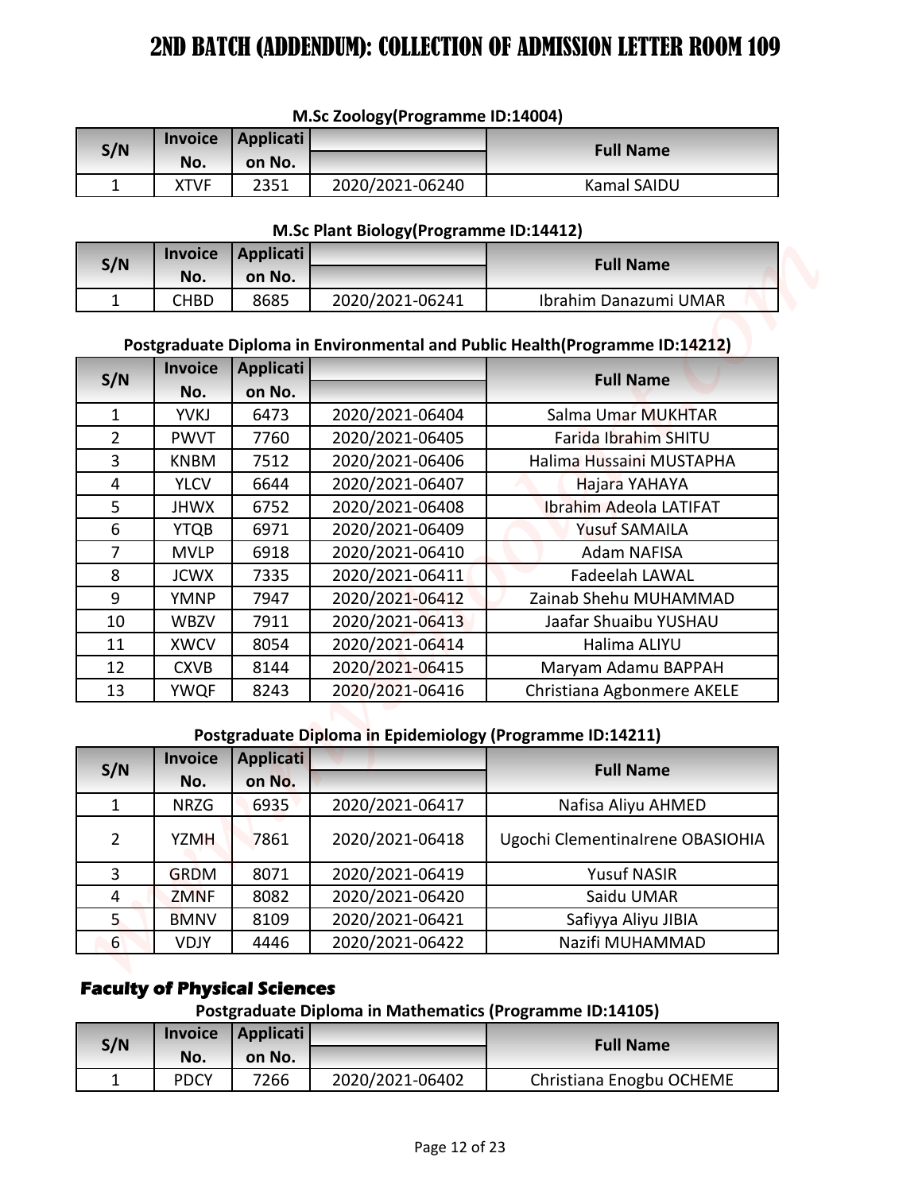# 2ND BATCH (ADDENDUM): COLLECTION OF ADMISSION LETTER ROOM 109

**M.Sc Zoology(Programme ID:14004)**

| S/N | Invoice No. | Application No. | | Full Name |
|---|---|---|---|---|
| 1 | XTVF | 2351 | 2020/2021-06240 | Kamal SAIDU |

**M.Sc Plant Biology(Programme ID:14412)**

| S/N | Invoice No. | Application No. | | Full Name |
|---|---|---|---|---|
| 1 | CHBD | 8685 | 2020/2021-06241 | Ibrahim Danazumi UMAR |

**Postgraduate Diploma in Environmental and Public Health(Programme ID:14212)**

| S/N | Invoice No. | Application No. | | Full Name |
|---|---|---|---|---|
| 1 | YVKJ | 6473 | 2020/2021-06404 | Salma Umar MUKHTAR |
| 2 | PWVT | 7760 | 2020/2021-06405 | Farida Ibrahim SHITU |
| 3 | KNBM | 7512 | 2020/2021-06406 | Halima Hussaini MUSTAPHA |
| 4 | YLCV | 6644 | 2020/2021-06407 | Hajara YAHAYA |
| 5 | JHWX | 6752 | 2020/2021-06408 | Ibrahim Adeola LATIFAT |
| 6 | YTQB | 6971 | 2020/2021-06409 | Yusuf SAMAILA |
| 7 | MVLP | 6918 | 2020/2021-06410 | Adam NAFISA |
| 8 | JCWX | 7335 | 2020/2021-06411 | Fadeelah LAWAL |
| 9 | YMNP | 7947 | 2020/2021-06412 | Zainab Shehu MUHAMMAD |
| 10 | WBZV | 7911 | 2020/2021-06413 | Jaafar Shuaibu YUSHAU |
| 11 | XWCV | 8054 | 2020/2021-06414 | Halima ALIYU |
| 12 | CXVB | 8144 | 2020/2021-06415 | Maryam Adamu BAPPAH |
| 13 | YWQF | 8243 | 2020/2021-06416 | Christiana Agbonmere AKELE |

**Postgraduate Diploma in Epidemiology (Programme ID:14211)**

| S/N | Invoice No. | Application No. | | Full Name |
|---|---|---|---|---|
| 1 | NRZG | 6935 | 2020/2021-06417 | Nafisa Aliyu AHMED |
| 2 | YZMH | 7861 | 2020/2021-06418 | Ugochi ClementinaIrene OBASIOHIA |
| 3 | GRDM | 8071 | 2020/2021-06419 | Yusuf NASIR |
| 4 | ZMNF | 8082 | 2020/2021-06420 | Saidu UMAR |
| 5 | BMNV | 8109 | 2020/2021-06421 | Safiyya Aliyu JIBIA |
| 6 | VDJY | 4446 | 2020/2021-06422 | Nazifi MUHAMMAD |

**Faculty of Physical Sciences**

**Postgraduate Diploma in Mathematics (Programme ID:14105)**

| S/N | Invoice No. | Application No. | | Full Name |
|---|---|---|---|---|
| 1 | PDCY | 7266 | 2020/2021-06402 | Christiana Enogbu OCHEME |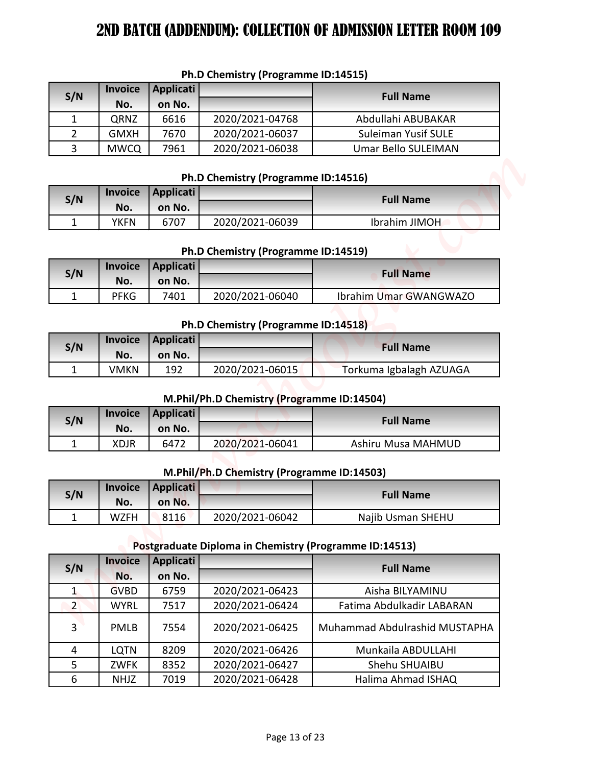# 2ND BATCH (ADDENDUM): COLLECTION OF ADMISSION LETTER ROOM 109

**Ph.D Chemistry (Programme ID:14515)**

| S/N | Invoice No. | Application No. | | Full Name |
|---|---|---|---|---|
| 1 | QRNZ | 6616 | 2020/2021-04768 | Abdullahi ABUBAKAR |
| 2 | GMXH | 7670 | 2020/2021-06037 | Suleiman Yusif SULE |
| 3 | MWCQ | 7961 | 2020/2021-06038 | Umar Bello SULEIMAN |

**Ph.D Chemistry (Programme ID:14516)**

| S/N | Invoice No. | Application No. | | Full Name |
|---|---|---|---|---|
| 1 | YKFN | 6707 | 2020/2021-06039 | Ibrahim JIMOH |

**Ph.D Chemistry (Programme ID:14519)**

| S/N | Invoice No. | Application No. | | Full Name |
|---|---|---|---|---|
| 1 | PFKG | 7401 | 2020/2021-06040 | Ibrahim Umar GWANGWAZO |

**Ph.D Chemistry (Programme ID:14518)**

| S/N | Invoice No. | Application No. | | Full Name |
|---|---|---|---|---|
| 1 | VMKN | 192 | 2020/2021-06015 | Torkuma Igbalagh AZUAGA |

**M.Phil/Ph.D Chemistry (Programme ID:14504)**

| S/N | Invoice No. | Application No. | | Full Name |
|---|---|---|---|---|
| 1 | XDJR | 6472 | 2020/2021-06041 | Ashiru Musa MAHMUD |

**M.Phil/Ph.D Chemistry (Programme ID:14503)**

| S/N | Invoice No. | Application No. | | Full Name |
|---|---|---|---|---|
| 1 | WZFH | 8116 | 2020/2021-06042 | Najib Usman SHEHU |

**Postgraduate Diploma in Chemistry (Programme ID:14513)**

| S/N | Invoice No. | Application No. | | Full Name |
|---|---|---|---|---|
| 1 | GVBD | 6759 | 2020/2021-06423 | Aisha BILYAMINU |
| 2 | WYRL | 7517 | 2020/2021-06424 | Fatima Abdulkadir LABARAN |
| 3 | PMLB | 7554 | 2020/2021-06425 | Muhammad Abdulrashid MUSTAPHA |
| 4 | LQTN | 8209 | 2020/2021-06426 | Munkaila ABDULLAHI |
| 5 | ZWFK | 8352 | 2020/2021-06427 | Shehu SHUAIBU |
| 6 | NHJZ | 7019 | 2020/2021-06428 | Halima Ahmad ISHAQ |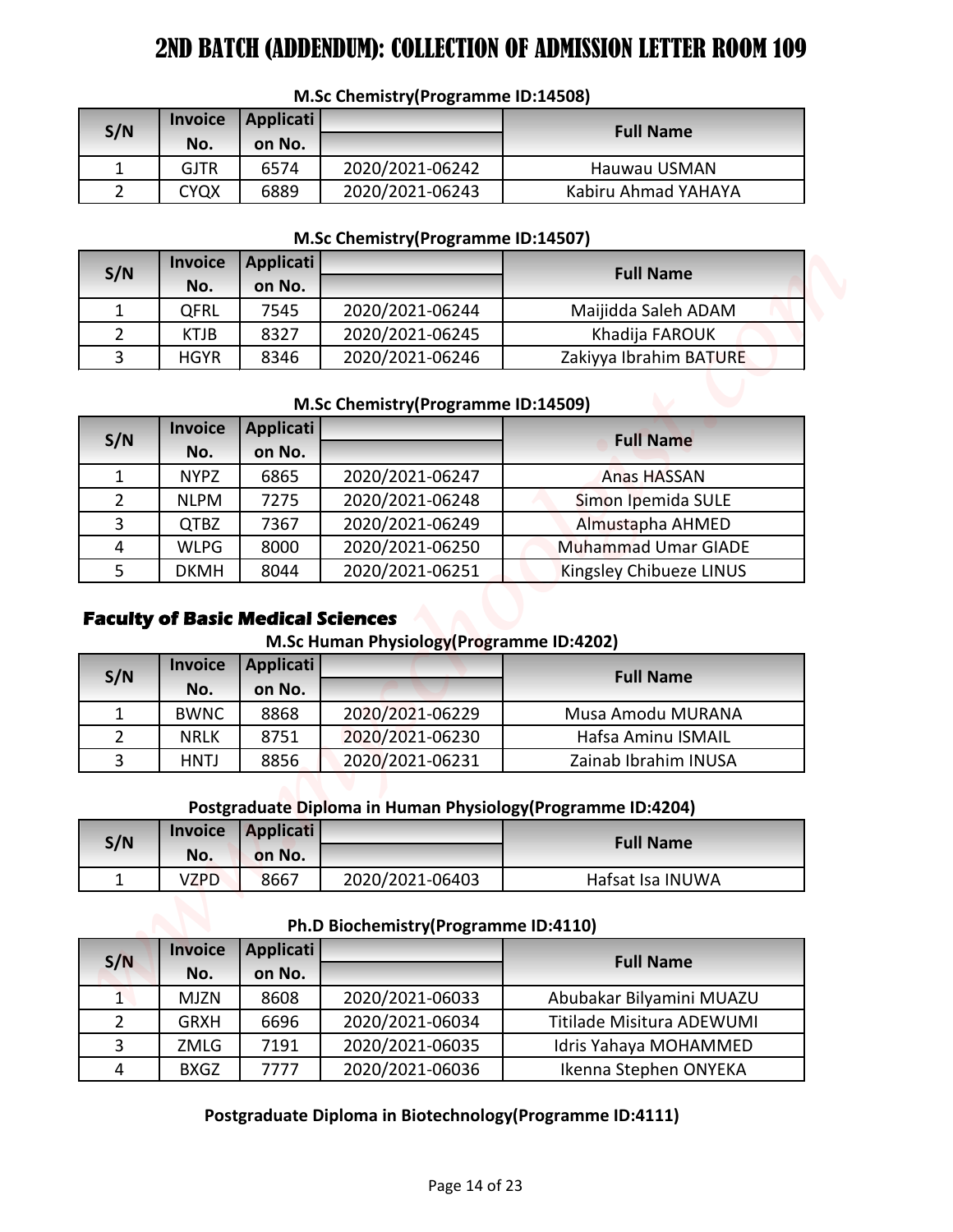# 2ND BATCH (ADDENDUM): COLLECTION OF ADMISSION LETTER ROOM 109

**M.Sc Chemistry(Programme ID:14508)**

| S/N | Invoice No. | Application No. | | Full Name |
|---|---|---|---|---|
| 1 | GJTR | 6574 | 2020/2021-06242 | Hauwau USMAN |
| 2 | CYQX | 6889 | 2020/2021-06243 | Kabiru Ahmad YAHAYA |

**M.Sc Chemistry(Programme ID:14507)**

| S/N | Invoice No. | Application No. | | Full Name |
|---|---|---|---|---|
| 1 | QFRL | 7545 | 2020/2021-06244 | Maijidda Saleh ADAM |
| 2 | KTJB | 8327 | 2020/2021-06245 | Khadija FAROUK |
| 3 | HGYR | 8346 | 2020/2021-06246 | Zakiyya Ibrahim BATURE |

**M.Sc Chemistry(Programme ID:14509)**

| S/N | Invoice No. | Application No. | | Full Name |
|---|---|---|---|---|
| 1 | NYPZ | 6865 | 2020/2021-06247 | Anas HASSAN |
| 2 | NLPM | 7275 | 2020/2021-06248 | Simon Ipemida SULE |
| 3 | QTBZ | 7367 | 2020/2021-06249 | Almustapha AHMED |
| 4 | WLPG | 8000 | 2020/2021-06250 | Muhammad Umar GIADE |
| 5 | DKMH | 8044 | 2020/2021-06251 | Kingsley Chibueze LINUS |

## Faculty of Basic Medical Sciences

**M.Sc Human Physiology(Programme ID:4202)**

| S/N | Invoice No. | Application No. | | Full Name |
|---|---|---|---|---|
| 1 | BWNC | 8868 | 2020/2021-06229 | Musa Amodu MURANA |
| 2 | NRLK | 8751 | 2020/2021-06230 | Hafsa Aminu ISMAIL |
| 3 | HNTJ | 8856 | 2020/2021-06231 | Zainab Ibrahim INUSA |

**Postgraduate Diploma in Human Physiology(Programme ID:4204)**

| S/N | Invoice No. | Application No. | | Full Name |
|---|---|---|---|---|
| 1 | VZPD | 8667 | 2020/2021-06403 | Hafsat Isa INUWA |

**Ph.D Biochemistry(Programme ID:4110)**

| S/N | Invoice No. | Application No. | | Full Name |
|---|---|---|---|---|
| 1 | MJZN | 8608 | 2020/2021-06033 | Abubakar Bilyamini MUAZU |
| 2 | GRXH | 6696 | 2020/2021-06034 | Titilade Misitura ADEWUMI |
| 3 | ZMLG | 7191 | 2020/2021-06035 | Idris Yahaya MOHAMMED |
| 4 | BXGZ | 7777 | 2020/2021-06036 | Ikenna Stephen ONYEKA |

**Postgraduate Diploma in Biotechnology(Programme ID:4111)**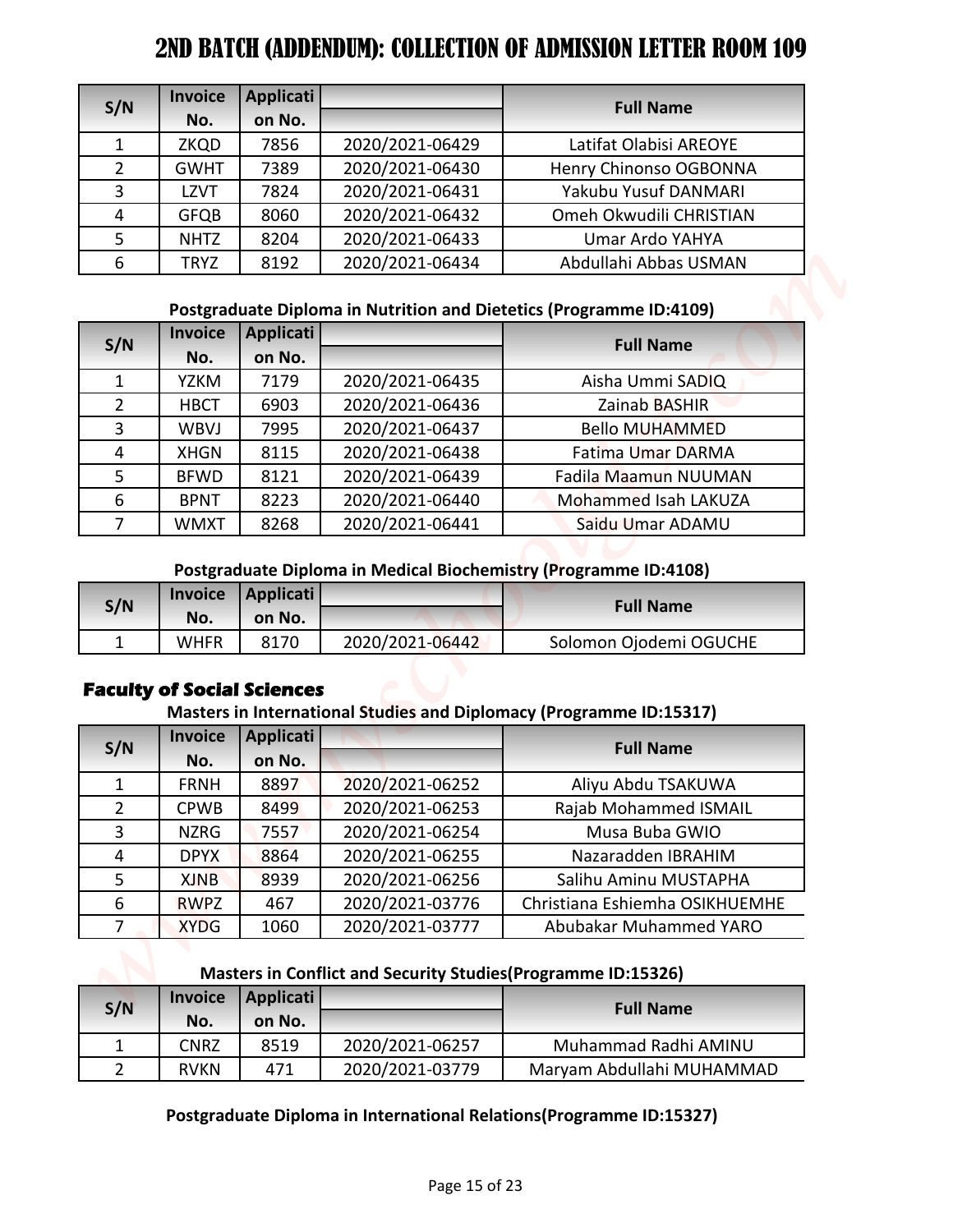# 2ND BATCH (ADDENDUM): COLLECTION OF ADMISSION LETTER ROOM 109

| S/N | Invoice No. | Application No. | | Full Name |
|---|---|---|---|---|
| 1 | ZKQD | 7856 | 2020/2021-06429 | Latifat Olabisi AREOYE |
| 2 | GWHT | 7389 | 2020/2021-06430 | Henry Chinonso OGBONNA |
| 3 | LZVT | 7824 | 2020/2021-06431 | Yakubu Yusuf DANMARI |
| 4 | GFQB | 8060 | 2020/2021-06432 | Omeh Okwudili CHRISTIAN |
| 5 | NHTZ | 8204 | 2020/2021-06433 | Umar Ardo YAHYA |
| 6 | TRYZ | 8192 | 2020/2021-06434 | Abdullahi Abbas USMAN |

**Postgraduate Diploma in Nutrition and Dietetics (Programme ID:4109)**

| S/N | Invoice No. | Application No. | | Full Name |
|---|---|---|---|---|
| 1 | YZKM | 7179 | 2020/2021-06435 | Aisha Ummi SADIQ |
| 2 | HBCT | 6903 | 2020/2021-06436 | Zainab BASHIR |
| 3 | WBVJ | 7995 | 2020/2021-06437 | Bello MUHAMMED |
| 4 | XHGN | 8115 | 2020/2021-06438 | Fatima Umar DARMA |
| 5 | BFWD | 8121 | 2020/2021-06439 | Fadila Maamun NUUMAN |
| 6 | BPNT | 8223 | 2020/2021-06440 | Mohammed Isah LAKUZA |
| 7 | WMXT | 8268 | 2020/2021-06441 | Saidu Umar ADAMU |

**Postgraduate Diploma in Medical Biochemistry (Programme ID:4108)**

| S/N | Invoice No. | Application No. | | Full Name |
|---|---|---|---|---|
| 1 | WHFR | 8170 | 2020/2021-06442 | Solomon Ojodemi OGUCHE |

## ***Faculty of Social Sciences***

**Masters in International Studies and Diplomacy (Programme ID:15317)**

| S/N | Invoice No. | Application No. | | Full Name |
|---|---|---|---|---|
| 1 | FRNH | 8897 | 2020/2021-06252 | Aliyu Abdu TSAKUWA |
| 2 | CPWB | 8499 | 2020/2021-06253 | Rajab Mohammed ISMAIL |
| 3 | NZRG | 7557 | 2020/2021-06254 | Musa Buba GWIO |
| 4 | DPYX | 8864 | 2020/2021-06255 | Nazaradden IBRAHIM |
| 5 | XJNB | 8939 | 2020/2021-06256 | Salihu Aminu MUSTAPHA |
| 6 | RWPZ | 467 | 2020/2021-03776 | Christiana Eshiemha OSIKHUEMHE |
| 7 | XYDG | 1060 | 2020/2021-03777 | Abubakar Muhammed YARO |

**Masters in Conflict and Security Studies(Programme ID:15326)**

| S/N | Invoice No. | Application No. | | Full Name |
|---|---|---|---|---|
| 1 | CNRZ | 8519 | 2020/2021-06257 | Muhammad Radhi AMINU |
| 2 | RVKN | 471 | 2020/2021-03779 | Maryam Abdullahi MUHAMMAD |

**Postgraduate Diploma in International Relations(Programme ID:15327)**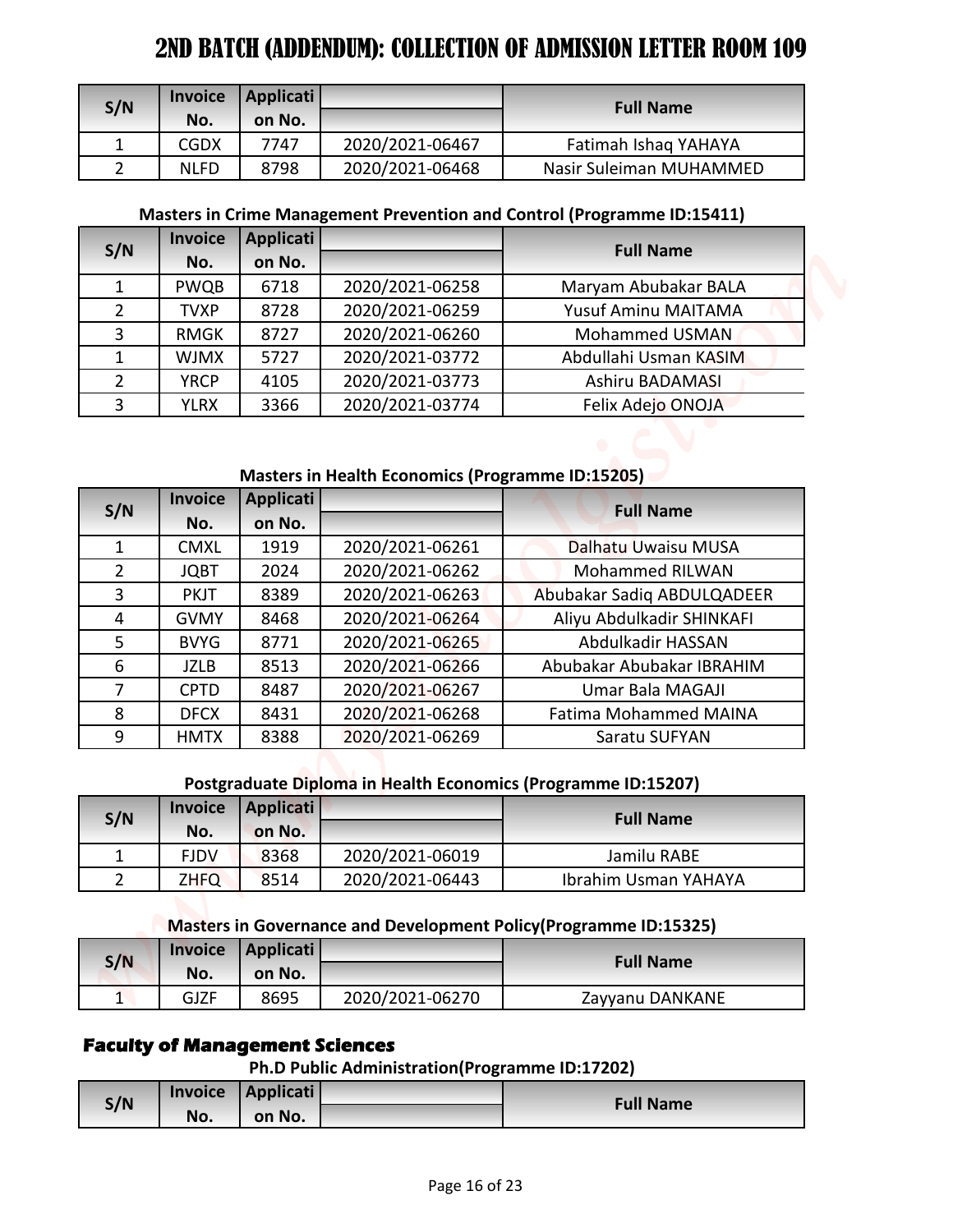# 2ND BATCH (ADDENDUM): COLLECTION OF ADMISSION LETTER ROOM 109

| S/N | Invoice No. | Application No. | | Full Name |
|---|---|---|---|---|
| 1 | CGDX | 7747 | 2020/2021-06467 | Fatimah Ishaq YAHAYA |
| 2 | NLFD | 8798 | 2020/2021-06468 | Nasir Suleiman MUHAMMED |

**Masters in Crime Management Prevention and Control (Programme ID:15411)**

| S/N | Invoice No. | Application No. | | Full Name |
|---|---|---|---|---|
| 1 | PWQB | 6718 | 2020/2021-06258 | Maryam Abubakar BALA |
| 2 | TVXP | 8728 | 2020/2021-06259 | Yusuf Aminu MAITAMA |
| 3 | RMGK | 8727 | 2020/2021-06260 | Mohammed USMAN |
| 1 | WJMX | 5727 | 2020/2021-03772 | Abdullahi Usman KASIM |
| 2 | YRCP | 4105 | 2020/2021-03773 | Ashiru BADAMASI |
| 3 | YLRX | 3366 | 2020/2021-03774 | Felix Adejo ONOJA |

**Masters in Health Economics (Programme ID:15205)**

| S/N | Invoice No. | Application No. | | Full Name |
|---|---|---|---|---|
| 1 | CMXL | 1919 | 2020/2021-06261 | Dalhatu Uwaisu MUSA |
| 2 | JQBT | 2024 | 2020/2021-06262 | Mohammed RILWAN |
| 3 | PKJT | 8389 | 2020/2021-06263 | Abubakar Sadiq ABDULQADEER |
| 4 | GVMY | 8468 | 2020/2021-06264 | Aliyu Abdulkadir SHINKAFI |
| 5 | BVYG | 8771 | 2020/2021-06265 | Abdulkadir HASSAN |
| 6 | JZLB | 8513 | 2020/2021-06266 | Abubakar Abubakar IBRAHIM |
| 7 | CPTD | 8487 | 2020/2021-06267 | Umar Bala MAGAJI |
| 8 | DFCX | 8431 | 2020/2021-06268 | Fatima Mohammed MAINA |
| 9 | HMTX | 8388 | 2020/2021-06269 | Saratu SUFYAN |

**Postgraduate Diploma in Health Economics (Programme ID:15207)**

| S/N | Invoice No. | Application No. | | Full Name |
|---|---|---|---|---|
| 1 | FJDV | 8368 | 2020/2021-06019 | Jamilu RABE |
| 2 | ZHFQ | 8514 | 2020/2021-06443 | Ibrahim Usman YAHAYA |

**Masters in Governance and Development Policy(Programme ID:15325)**

| S/N | Invoice No. | Application No. | | Full Name |
|---|---|---|---|---|
| 1 | GJZF | 8695 | 2020/2021-06270 | Zayyanu DANKANE |

## Faculty of Management Sciences

**Ph.D Public Administration(Programme ID:17202)**

| S/N | Invoice No. | Application No. | | Full Name |
|---|---|---|---|---|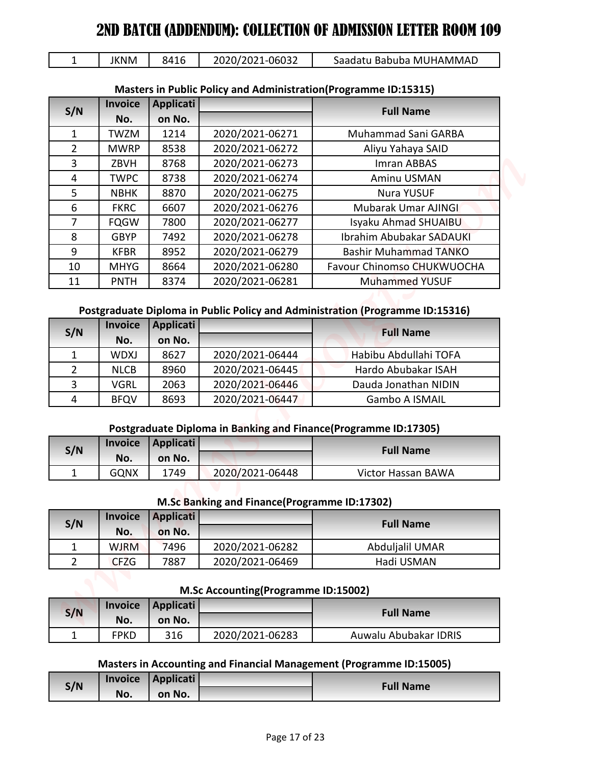# 2ND BATCH (ADDENDUM): COLLECTION OF ADMISSION LETTER ROOM 109

| 1 | JKNM | 8416 | 2020/2021-06032 | Saadatu Babuba MUHAMMAD |
|---|---|---|---|---|

**Masters in Public Policy and Administration(Programme ID:15315)**

| S/N | Invoice No. | Application No. | | Full Name |
|---|---|---|---|---|
| 1 | TWZM | 1214 | 2020/2021-06271 | Muhammad Sani GARBA |
| 2 | MWRP | 8538 | 2020/2021-06272 | Aliyu Yahaya SAID |
| 3 | ZBVH | 8768 | 2020/2021-06273 | Imran ABBAS |
| 4 | TWPC | 8738 | 2020/2021-06274 | Aminu USMAN |
| 5 | NBHK | 8870 | 2020/2021-06275 | Nura YUSUF |
| 6 | FKRC | 6607 | 2020/2021-06276 | Mubarak Umar AJINGI |
| 7 | FQGW | 7800 | 2020/2021-06277 | Isyaku Ahmad SHUAIBU |
| 8 | GBYP | 7492 | 2020/2021-06278 | Ibrahim Abubakar SADAUKI |
| 9 | KFBR | 8952 | 2020/2021-06279 | Bashir Muhammad TANKO |
| 10 | MHYG | 8664 | 2020/2021-06280 | Favour Chinomso CHUKWUOCHA |
| 11 | PNTH | 8374 | 2020/2021-06281 | Muhammed YUSUF |

**Postgraduate Diploma in Public Policy and Administration (Programme ID:15316)**

| S/N | Invoice No. | Application No. | | Full Name |
|---|---|---|---|---|
| 1 | WDXJ | 8627 | 2020/2021-06444 | Habibu Abdullahi TOFA |
| 2 | NLCB | 8960 | 2020/2021-06445 | Hardo Abubakar ISAH |
| 3 | VGRL | 2063 | 2020/2021-06446 | Dauda Jonathan NIDIN |
| 4 | BFQV | 8693 | 2020/2021-06447 | Gambo A ISMAIL |

**Postgraduate Diploma in Banking and Finance(Programme ID:17305)**

| S/N | Invoice No. | Application No. | | Full Name |
|---|---|---|---|---|
| 1 | GQNX | 1749 | 2020/2021-06448 | Victor Hassan BAWA |

**M.Sc Banking and Finance(Programme ID:17302)**

| S/N | Invoice No. | Application No. | | Full Name |
|---|---|---|---|---|
| 1 | WJRM | 7496 | 2020/2021-06282 | Abduljalil UMAR |
| 2 | CFZG | 7887 | 2020/2021-06469 | Hadi USMAN |

**M.Sc Accounting(Programme ID:15002)**

| S/N | Invoice No. | Application No. | | Full Name |
|---|---|---|---|---|
| 1 | FPKD | 316 | 2020/2021-06283 | Auwalu Abubakar IDRIS |

**Masters in Accounting and Financial Management (Programme ID:15005)**

| S/N | Invoice No. | Application No. | | Full Name |
|---|---|---|---|---|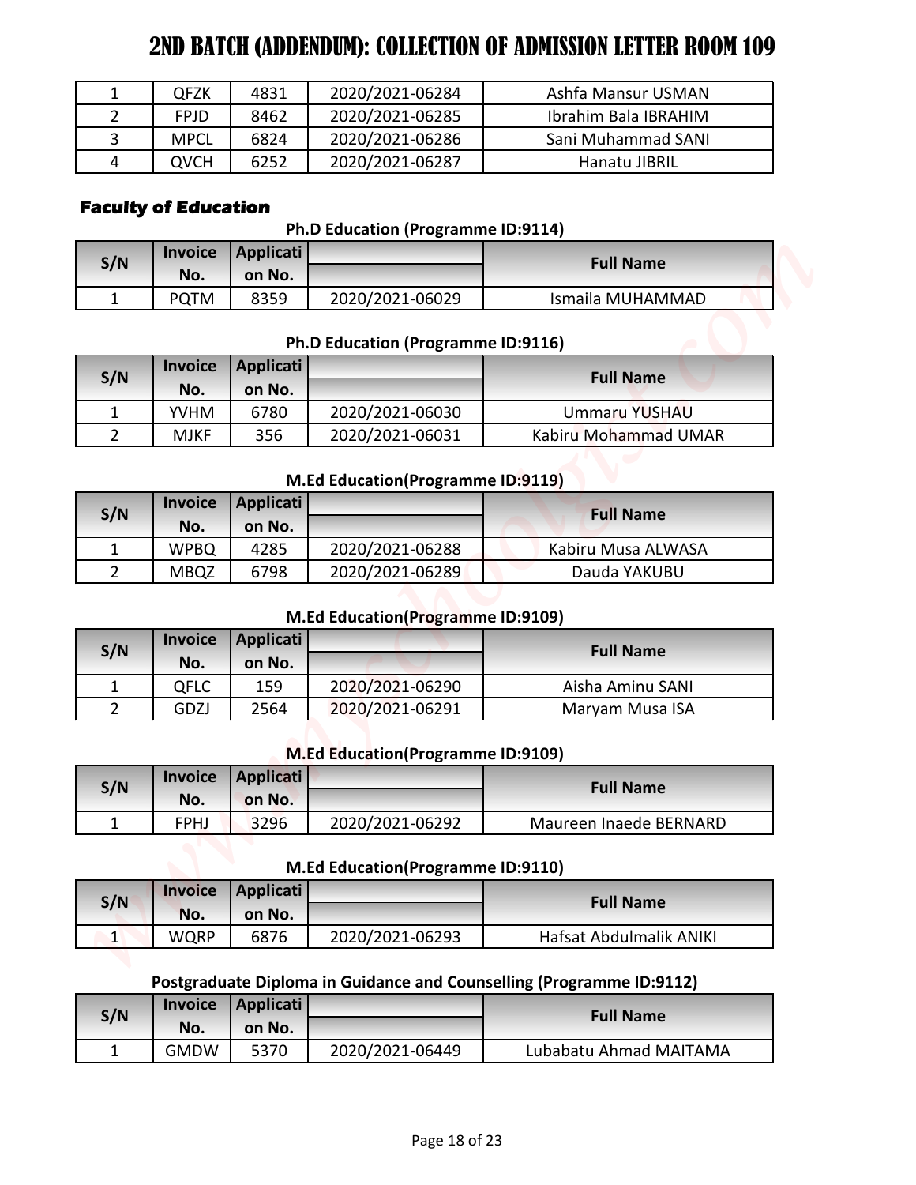# 2ND BATCH (ADDENDUM): COLLECTION OF ADMISSION LETTER ROOM 109

| | | | | |
|---|---|---|---|---|
| 1 | QFZK | 4831 | 2020/2021-06284 | Ashfa Mansur USMAN |
| 2 | FPJD | 8462 | 2020/2021-06285 | Ibrahim Bala IBRAHIM |
| 3 | MPCL | 6824 | 2020/2021-06286 | Sani Muhammad SANI |
| 4 | QVCH | 6252 | 2020/2021-06287 | Hanatu JIBRIL |

## Faculty of Education

### Ph.D Education (Programme ID:9114)

| S/N | Invoice No. | Application No. | | Full Name |
|---|---|---|---|---|
| 1 | PQTM | 8359 | 2020/2021-06029 | Ismaila MUHAMMAD |

### Ph.D Education (Programme ID:9116)

| S/N | Invoice No. | Application No. | | Full Name |
|---|---|---|---|---|
| 1 | YVHM | 6780 | 2020/2021-06030 | Ummaru YUSHAU |
| 2 | MJKF | 356 | 2020/2021-06031 | Kabiru Mohammad UMAR |

### M.Ed Education(Programme ID:9119)

| S/N | Invoice No. | Application No. | | Full Name |
|---|---|---|---|---|
| 1 | WPBQ | 4285 | 2020/2021-06288 | Kabiru Musa ALWASA |
| 2 | MBQZ | 6798 | 2020/2021-06289 | Dauda YAKUBU |

### M.Ed Education(Programme ID:9109)

| S/N | Invoice No. | Application No. | | Full Name |
|---|---|---|---|---|
| 1 | QFLC | 159 | 2020/2021-06290 | Aisha Aminu SANI |
| 2 | GDZJ | 2564 | 2020/2021-06291 | Maryam Musa ISA |

### M.Ed Education(Programme ID:9109)

| S/N | Invoice No. | Application No. | | Full Name |
|---|---|---|---|---|
| 1 | FPHJ | 3296 | 2020/2021-06292 | Maureen Inaede BERNARD |

### M.Ed Education(Programme ID:9110)

| S/N | Invoice No. | Application No. | | Full Name |
|---|---|---|---|---|
| 1 | WQRP | 6876 | 2020/2021-06293 | Hafsat Abdulmalik ANIKI |

### Postgraduate Diploma in Guidance and Counselling (Programme ID:9112)

| S/N | Invoice No. | Application No. | | Full Name |
|---|---|---|---|---|
| 1 | GMDW | 5370 | 2020/2021-06449 | Lubabatu Ahmad MAITAMA |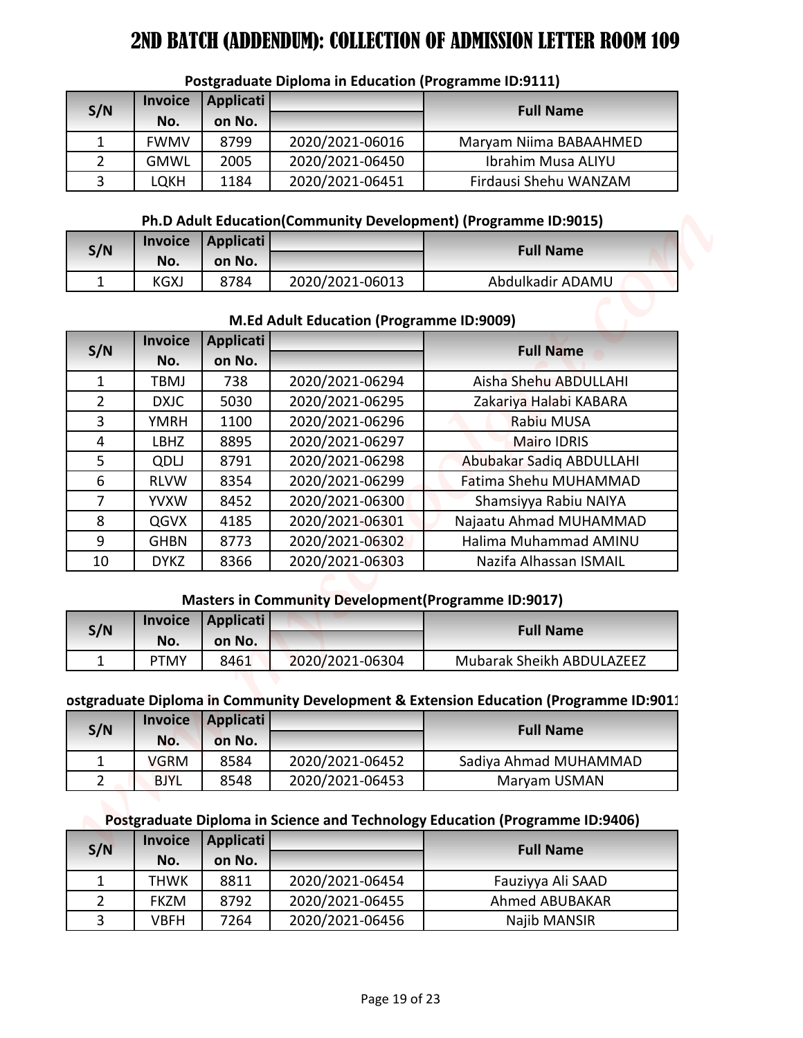# 2ND BATCH (ADDENDUM): COLLECTION OF ADMISSION LETTER ROOM 109

### Postgraduate Diploma in Education (Programme ID:9111)

| S/N | Invoice No. | Application No. | | Full Name |
|---|---|---|---|---|
| 1 | FWMV | 8799 | 2020/2021-06016 | Maryam Niima BABAAHMED |
| 2 | GMWL | 2005 | 2020/2021-06450 | Ibrahim Musa ALIYU |
| 3 | LQKH | 1184 | 2020/2021-06451 | Firdausi Shehu WANZAM |

### Ph.D Adult Education(Community Development) (Programme ID:9015)

| S/N | Invoice No. | Application No. | | Full Name |
|---|---|---|---|---|
| 1 | KGXJ | 8784 | 2020/2021-06013 | Abdulkadir ADAMU |

### M.Ed Adult Education (Programme ID:9009)

| S/N | Invoice No. | Application No. | | Full Name |
|---|---|---|---|---|
| 1 | TBMJ | 738 | 2020/2021-06294 | Aisha Shehu ABDULLAHI |
| 2 | DXJC | 5030 | 2020/2021-06295 | Zakariya Halabi KABARA |
| 3 | YMRH | 1100 | 2020/2021-06296 | Rabiu MUSA |
| 4 | LBHZ | 8895 | 2020/2021-06297 | Mairo IDRIS |
| 5 | QDLJ | 8791 | 2020/2021-06298 | Abubakar Sadiq ABDULLAHI |
| 6 | RLVW | 8354 | 2020/2021-06299 | Fatima Shehu MUHAMMAD |
| 7 | YVXW | 8452 | 2020/2021-06300 | Shamsiyya Rabiu NAIYA |
| 8 | QGVX | 4185 | 2020/2021-06301 | Najaatu Ahmad MUHAMMAD |
| 9 | GHBN | 8773 | 2020/2021-06302 | Halima Muhammad AMINU |
| 10 | DYKZ | 8366 | 2020/2021-06303 | Nazifa Alhassan ISMAIL |

### Masters in Community Development(Programme ID:9017)

| S/N | Invoice No. | Application No. | | Full Name |
|---|---|---|---|---|
| 1 | PTMY | 8461 | 2020/2021-06304 | Mubarak Sheikh ABDULAZEEZ |

### ostgraduate Diploma in Community Development & Extension Education (Programme ID:9011

| S/N | Invoice No. | Application No. | | Full Name |
|---|---|---|---|---|
| 1 | VGRM | 8584 | 2020/2021-06452 | Sadiya Ahmad MUHAMMAD |
| 2 | BJYL | 8548 | 2020/2021-06453 | Maryam USMAN |

### Postgraduate Diploma in Science and Technology Education (Programme ID:9406)

| S/N | Invoice No. | Application No. | | Full Name |
|---|---|---|---|---|
| 1 | THWK | 8811 | 2020/2021-06454 | Fauziyya Ali SAAD |
| 2 | FKZM | 8792 | 2020/2021-06455 | Ahmed ABUBAKAR |
| 3 | VBFH | 7264 | 2020/2021-06456 | Najib MANSIR |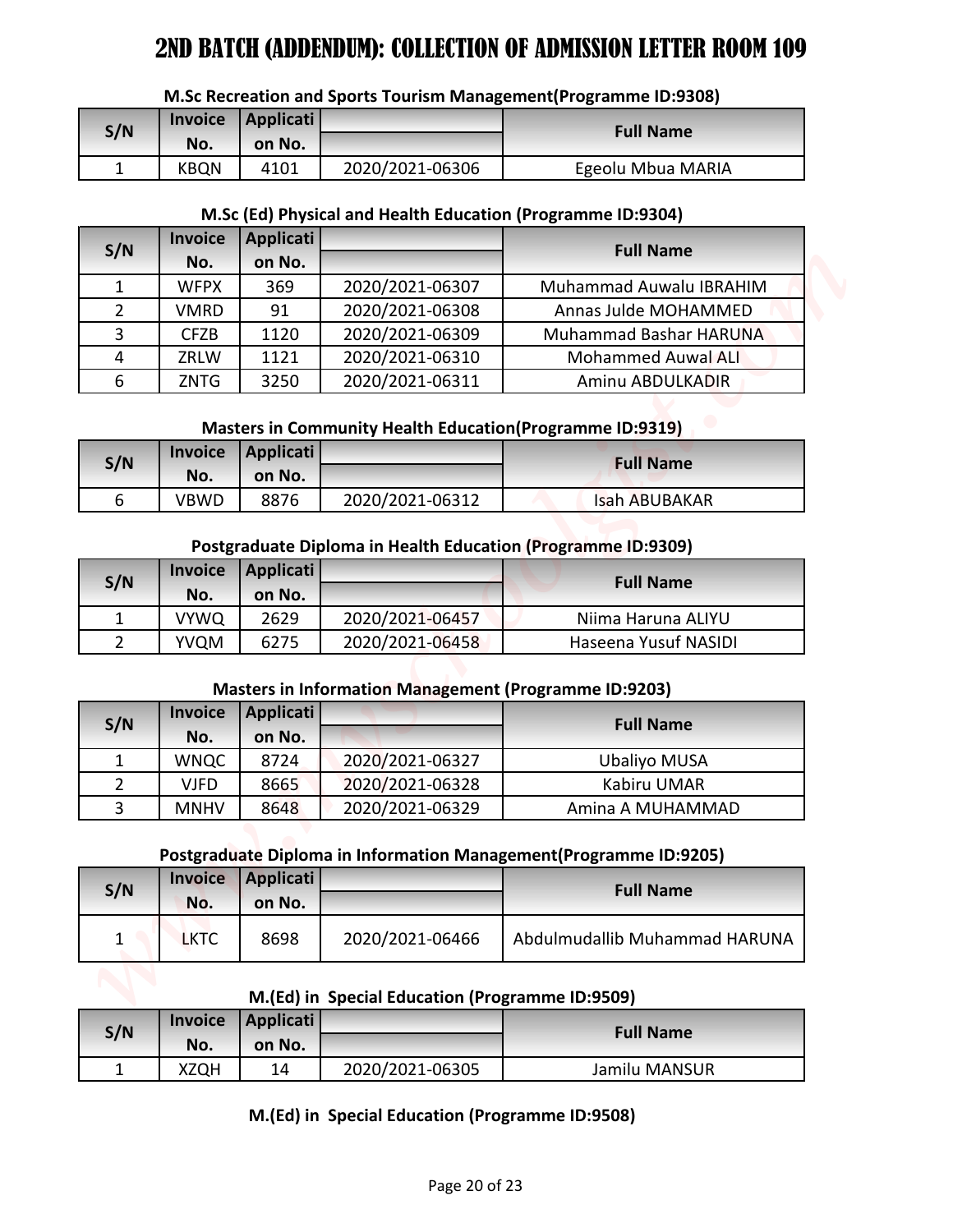# 2ND BATCH (ADDENDUM): COLLECTION OF ADMISSION LETTER ROOM 109

**M.Sc Recreation and Sports Tourism Management(Programme ID:9308)**

| S/N | Invoice No. | Application No. | | Full Name |
|---|---|---|---|---|
| 1 | KBQN | 4101 | 2020/2021-06306 | Egeolu Mbua MARIA |

**M.Sc (Ed) Physical and Health Education (Programme ID:9304)**

| S/N | Invoice No. | Application No. | | Full Name |
|---|---|---|---|---|
| 1 | WFPX | 369 | 2020/2021-06307 | Muhammad Auwalu IBRAHIM |
| 2 | VMRD | 91 | 2020/2021-06308 | Annas Julde MOHAMMED |
| 3 | CFZB | 1120 | 2020/2021-06309 | Muhammad Bashar HARUNA |
| 4 | ZRLW | 1121 | 2020/2021-06310 | Mohammed Auwal ALI |
| 6 | ZNTG | 3250 | 2020/2021-06311 | Aminu ABDULKADIR |

**Masters in Community Health Education(Programme ID:9319)**

| S/N | Invoice No. | Application No. | | Full Name |
|---|---|---|---|---|
| 6 | VBWD | 8876 | 2020/2021-06312 | Isah ABUBAKAR |

**Postgraduate Diploma in Health Education (Programme ID:9309)**

| S/N | Invoice No. | Application No. | | Full Name |
|---|---|---|---|---|
| 1 | VYWQ | 2629 | 2020/2021-06457 | Niima Haruna ALIYU |
| 2 | YVQM | 6275 | 2020/2021-06458 | Haseena Yusuf NASIDI |

**Masters in Information Management (Programme ID:9203)**

| S/N | Invoice No. | Application No. | | Full Name |
|---|---|---|---|---|
| 1 | WNQC | 8724 | 2020/2021-06327 | Ubaliyo MUSA |
| 2 | VJFD | 8665 | 2020/2021-06328 | Kabiru UMAR |
| 3 | MNHV | 8648 | 2020/2021-06329 | Amina A MUHAMMAD |

**Postgraduate Diploma in Information Management(Programme ID:9205)**

| S/N | Invoice No. | Application No. | | Full Name |
|---|---|---|---|---|
| 1 | LKTC | 8698 | 2020/2021-06466 | Abdulmudallib Muhammad HARUNA |

**M.(Ed) in Special Education (Programme ID:9509)**

| S/N | Invoice No. | Application No. | | Full Name |
|---|---|---|---|---|
| 1 | XZQH | 14 | 2020/2021-06305 | Jamilu MANSUR |

**M.(Ed) in Special Education (Programme ID:9508)**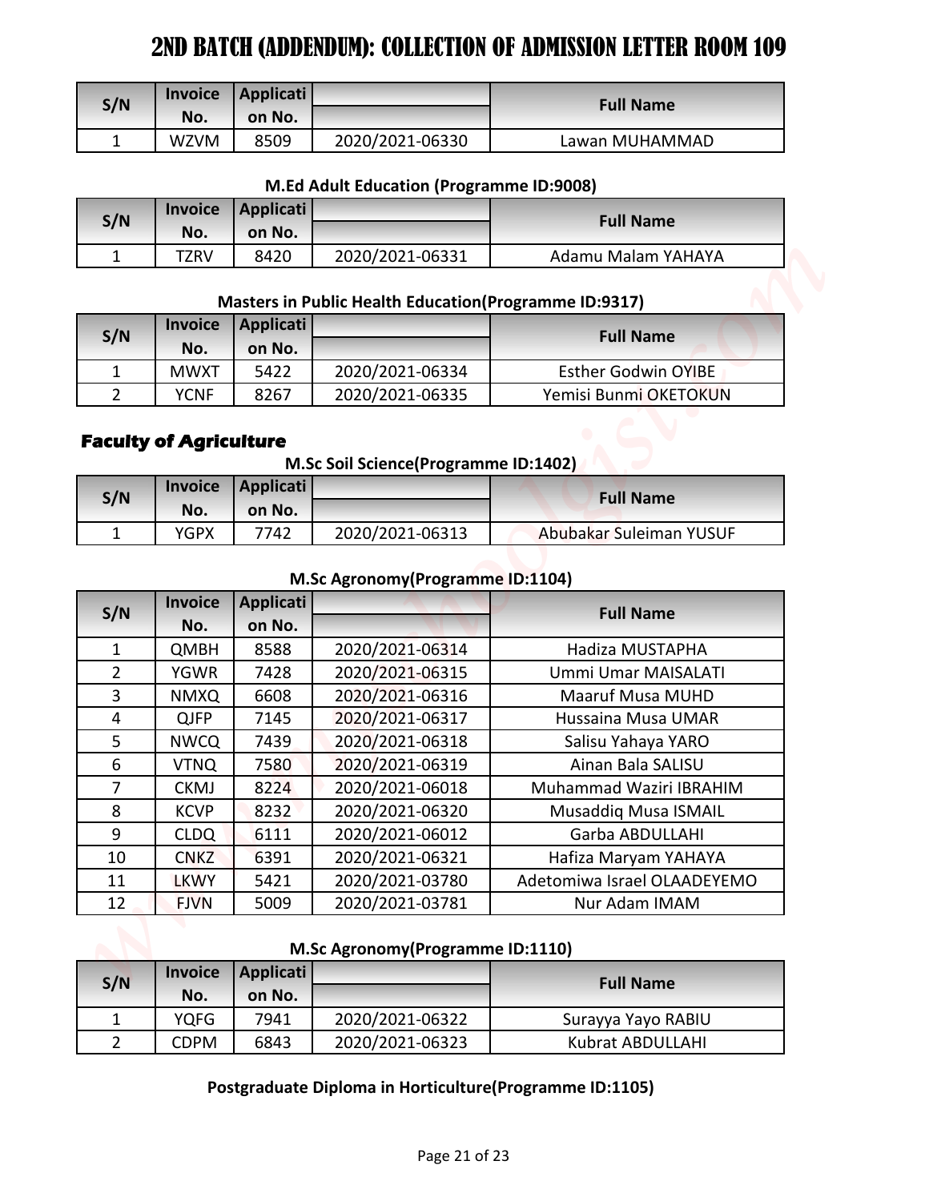# 2ND BATCH (ADDENDUM): COLLECTION OF ADMISSION LETTER ROOM 109

| S/N | Invoice No. | Application No. | | Full Name |
|---|---|---|---|---|
| 1 | WZVM | 8509 | 2020/2021-06330 | Lawan MUHAMMAD |

**M.Ed Adult Education (Programme ID:9008)**

| S/N | Invoice No. | Application No. | | Full Name |
|---|---|---|---|---|
| 1 | TZRV | 8420 | 2020/2021-06331 | Adamu Malam YAHAYA |

**Masters in Public Health Education(Programme ID:9317)**

| S/N | Invoice No. | Application No. | | Full Name |
|---|---|---|---|---|
| 1 | MWXT | 5422 | 2020/2021-06334 | Esther Godwin OYIBE |
| 2 | YCNF | 8267 | 2020/2021-06335 | Yemisi Bunmi OKETOKUN |

## Faculty of Agriculture

**M.Sc Soil Science(Programme ID:1402)**

| S/N | Invoice No. | Application No. | | Full Name |
|---|---|---|---|---|
| 1 | YGPX | 7742 | 2020/2021-06313 | Abubakar Suleiman YUSUF |

**M.Sc Agronomy(Programme ID:1104)**

| S/N | Invoice No. | Application No. | | Full Name |
|---|---|---|---|---|
| 1 | QMBH | 8588 | 2020/2021-06314 | Hadiza MUSTAPHA |
| 2 | YGWR | 7428 | 2020/2021-06315 | Ummi Umar MAISALATI |
| 3 | NMXQ | 6608 | 2020/2021-06316 | Maaruf Musa MUHD |
| 4 | QJFP | 7145 | 2020/2021-06317 | Hussaina Musa UMAR |
| 5 | NWCQ | 7439 | 2020/2021-06318 | Salisu Yahaya YARO |
| 6 | VTNQ | 7580 | 2020/2021-06319 | Ainan Bala SALISU |
| 7 | CKMJ | 8224 | 2020/2021-06018 | Muhammad Waziri IBRAHIM |
| 8 | KCVP | 8232 | 2020/2021-06320 | Musaddiq Musa ISMAIL |
| 9 | CLDQ | 6111 | 2020/2021-06012 | Garba ABDULLAHI |
| 10 | CNKZ | 6391 | 2020/2021-06321 | Hafiza Maryam YAHAYA |
| 11 | LKWY | 5421 | 2020/2021-03780 | Adetomiwa Israel OLAADEYEMO |
| 12 | FJVN | 5009 | 2020/2021-03781 | Nur Adam IMAM |

**M.Sc Agronomy(Programme ID:1110)**

| S/N | Invoice No. | Application No. | | Full Name |
|---|---|---|---|---|
| 1 | YQFG | 7941 | 2020/2021-06322 | Surayya Yayo RABIU |
| 2 | CDPM | 6843 | 2020/2021-06323 | Kubrat ABDULLAHI |

**Postgraduate Diploma in Horticulture(Programme ID:1105)**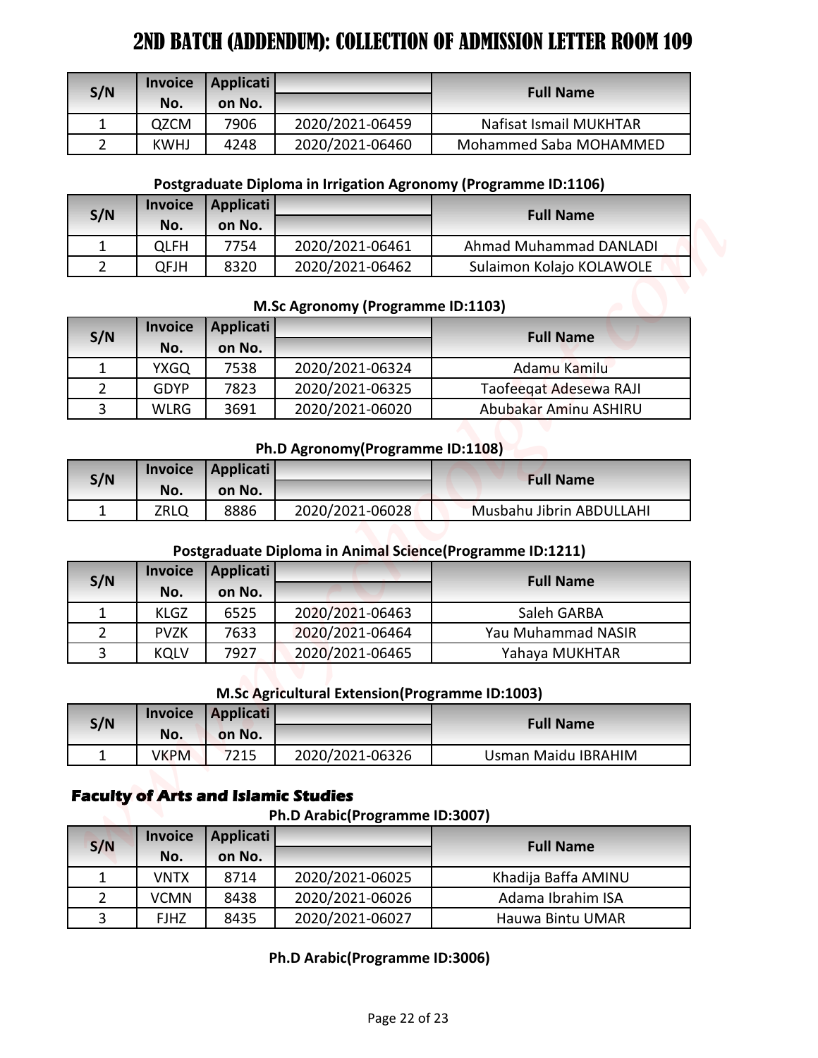# 2ND BATCH (ADDENDUM): COLLECTION OF ADMISSION LETTER ROOM 109

| S/N | Invoice No. | Application No. | | Full Name |
|---|---|---|---|---|
| 1 | QZCM | 7906 | 2020/2021-06459 | Nafisat Ismail MUKHTAR |
| 2 | KWHJ | 4248 | 2020/2021-06460 | Mohammed Saba MOHAMMED |

**Postgraduate Diploma in Irrigation Agronomy (Programme ID:1106)**

| S/N | Invoice No. | Application No. | | Full Name |
|---|---|---|---|---|
| 1 | QLFH | 7754 | 2020/2021-06461 | Ahmad Muhammad DANLADI |
| 2 | QFJH | 8320 | 2020/2021-06462 | Sulaimon Kolajo KOLAWOLE |

**M.Sc Agronomy (Programme ID:1103)**

| S/N | Invoice No. | Application No. | | Full Name |
|---|---|---|---|---|
| 1 | YXGQ | 7538 | 2020/2021-06324 | Adamu Kamilu |
| 2 | GDYP | 7823 | 2020/2021-06325 | Taofeeqat Adesewa RAJI |
| 3 | WLRG | 3691 | 2020/2021-06020 | Abubakar Aminu ASHIRU |

**Ph.D Agronomy(Programme ID:1108)**

| S/N | Invoice No. | Application No. | | Full Name |
|---|---|---|---|---|
| 1 | ZRLQ | 8886 | 2020/2021-06028 | Musbahu Jibrin ABDULLAHI |

**Postgraduate Diploma in Animal Science(Programme ID:1211)**

| S/N | Invoice No. | Application No. | | Full Name |
|---|---|---|---|---|
| 1 | KLGZ | 6525 | 2020/2021-06463 | Saleh GARBA |
| 2 | PVZK | 7633 | 2020/2021-06464 | Yau Muhammad NASIR |
| 3 | KQLV | 7927 | 2020/2021-06465 | Yahaya MUKHTAR |

**M.Sc Agricultural Extension(Programme ID:1003)**

| S/N | Invoice No. | Application No. | | Full Name |
|---|---|---|---|---|
| 1 | VKPM | 7215 | 2020/2021-06326 | Usman Maidu IBRAHIM |

## Faculty of Arts and Islamic Studies

**Ph.D Arabic(Programme ID:3007)**

| S/N | Invoice No. | Application No. | | Full Name |
|---|---|---|---|---|
| 1 | VNTX | 8714 | 2020/2021-06025 | Khadija Baffa AMINU |
| 2 | VCMN | 8438 | 2020/2021-06026 | Adama Ibrahim ISA |
| 3 | FJHZ | 8435 | 2020/2021-06027 | Hauwa Bintu UMAR |

**Ph.D Arabic(Programme ID:3006)**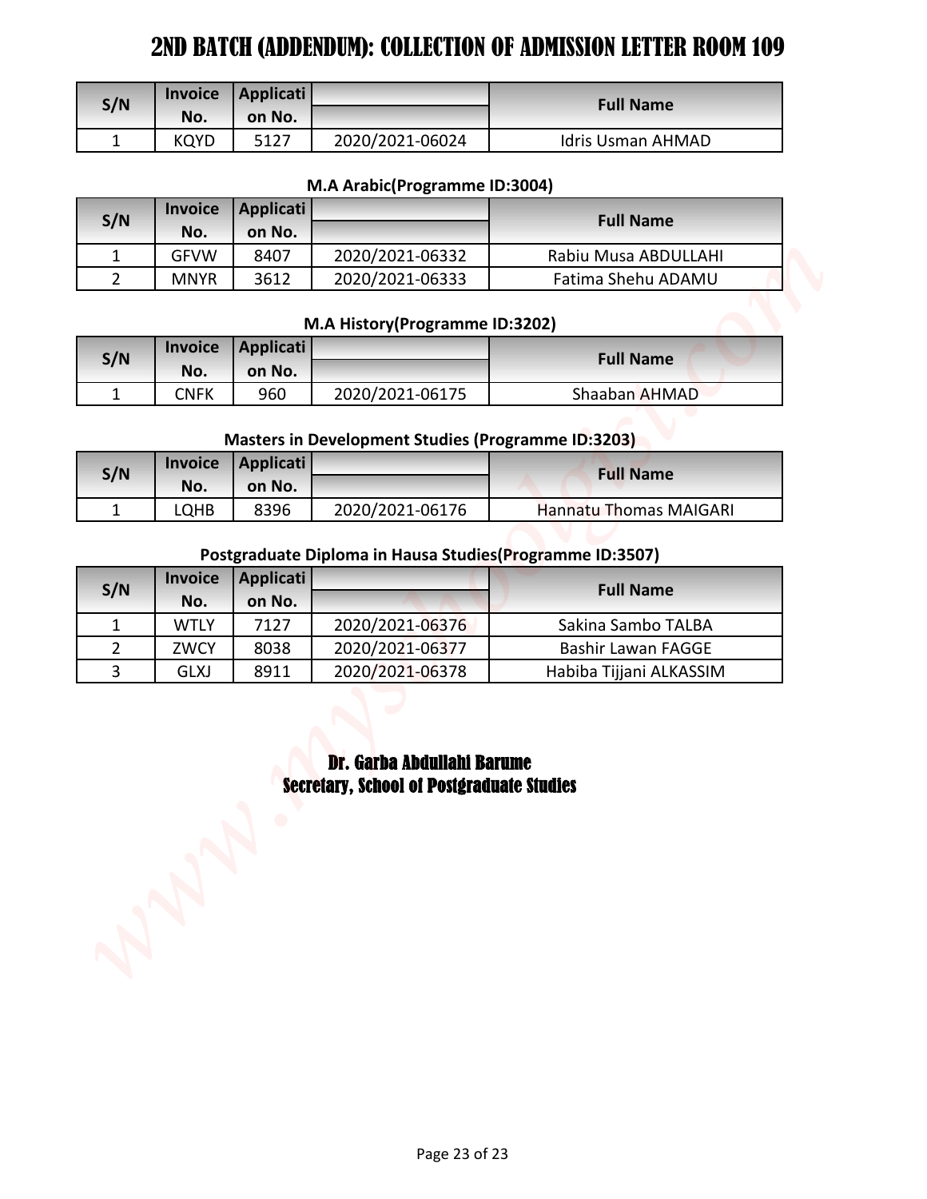# 2ND BATCH (ADDENDUM): COLLECTION OF ADMISSION LETTER ROOM 109

| S/N | Invoice No. | Application No. | | Full Name |
|---|---|---|---|---|
| 1 | KQYD | 5127 | 2020/2021-06024 | Idris Usman AHMAD |

**M.A Arabic(Programme ID:3004)**

| S/N | Invoice No. | Application No. | | Full Name |
|---|---|---|---|---|
| 1 | GFVW | 8407 | 2020/2021-06332 | Rabiu Musa ABDULLAHI |
| 2 | MNYR | 3612 | 2020/2021-06333 | Fatima Shehu ADAMU |

**M.A History(Programme ID:3202)**

| S/N | Invoice No. | Application No. | | Full Name |
|---|---|---|---|---|
| 1 | CNFK | 960 | 2020/2021-06175 | Shaaban AHMAD |

**Masters in Development Studies (Programme ID:3203)**

| S/N | Invoice No. | Application No. | | Full Name |
|---|---|---|---|---|
| 1 | LQHB | 8396 | 2020/2021-06176 | Hannatu Thomas MAIGARI |

**Postgraduate Diploma in Hausa Studies(Programme ID:3507)**

| S/N | Invoice No. | Application No. | | Full Name |
|---|---|---|---|---|
| 1 | WTLY | 7127 | 2020/2021-06376 | Sakina Sambo TALBA |
| 2 | ZWCY | 8038 | 2020/2021-06377 | Bashir Lawan FAGGE |
| 3 | GLXJ | 8911 | 2020/2021-06378 | Habiba Tijjani ALKASSIM |

**Dr. Garba Abdullahi Barume**
**Secretary, School of Postgraduate Studies**